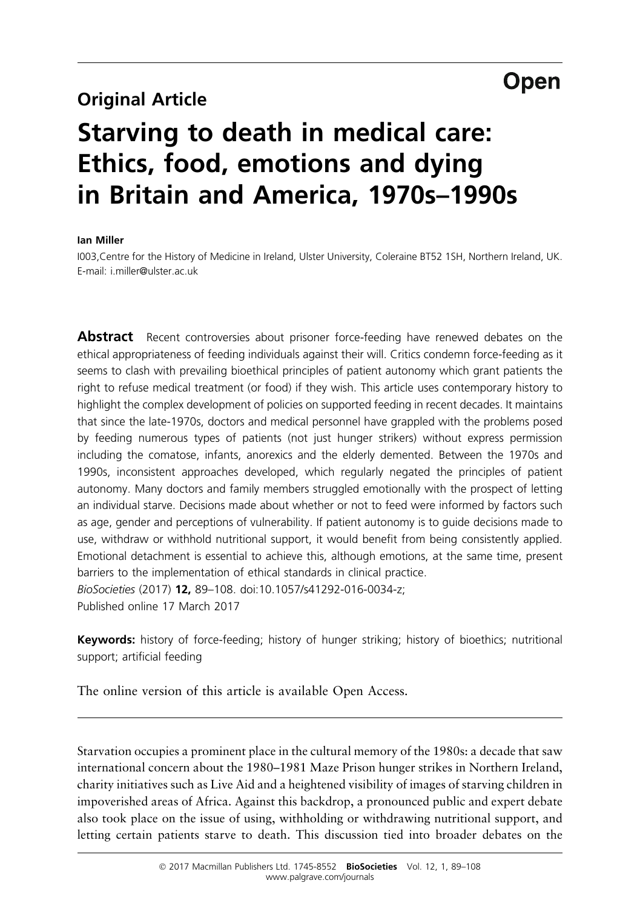Open

**Original Article**

# Starving to death in medical care: Ethics, food, emotions and dying in Britain and America, 1970s–1990s

**Ian Miller**

I003,Centre for the History of Medicine in Ireland, Ulster University, Coleraine BT52 1SH, Northern Ireland, UK.
E-mail: i.miller@ulster.ac.uk

**Abstract** Recent controversies about prisoner force-feeding have renewed debates on the ethical appropriateness of feeding individuals against their will. Critics condemn force-feeding as it seems to clash with prevailing bioethical principles of patient autonomy which grant patients the right to refuse medical treatment (or food) if they wish. This article uses contemporary history to highlight the complex development of policies on supported feeding in recent decades. It maintains that since the late-1970s, doctors and medical personnel have grappled with the problems posed by feeding numerous types of patients (not just hunger strikers) without express permission including the comatose, infants, anorexics and the elderly demented. Between the 1970s and 1990s, inconsistent approaches developed, which regularly negated the principles of patient autonomy. Many doctors and family members struggled emotionally with the prospect of letting an individual starve. Decisions made about whether or not to feed were informed by factors such as age, gender and perceptions of vulnerability. If patient autonomy is to guide decisions made to use, withdraw or withhold nutritional support, it would benefit from being consistently applied. Emotional detachment is essential to achieve this, although emotions, at the same time, present barriers to the implementation of ethical standards in clinical practice.
*BioSocieties* (2017) **12,** 89–108. doi:10.1057/s41292-016-0034-z;
Published online 17 March 2017

**Keywords:** history of force-feeding; history of hunger striking; history of bioethics; nutritional support; artificial feeding

The online version of this article is available Open Access.

---

Starvation occupies a prominent place in the cultural memory of the 1980s: a decade that saw international concern about the 1980–1981 Maze Prison hunger strikes in Northern Ireland, charity initiatives such as Live Aid and a heightened visibility of images of starving children in impoverished areas of Africa. Against this backdrop, a pronounced public and expert debate also took place on the issue of using, withholding or withdrawing nutritional support, and letting certain patients starve to death. This discussion tied into broader debates on the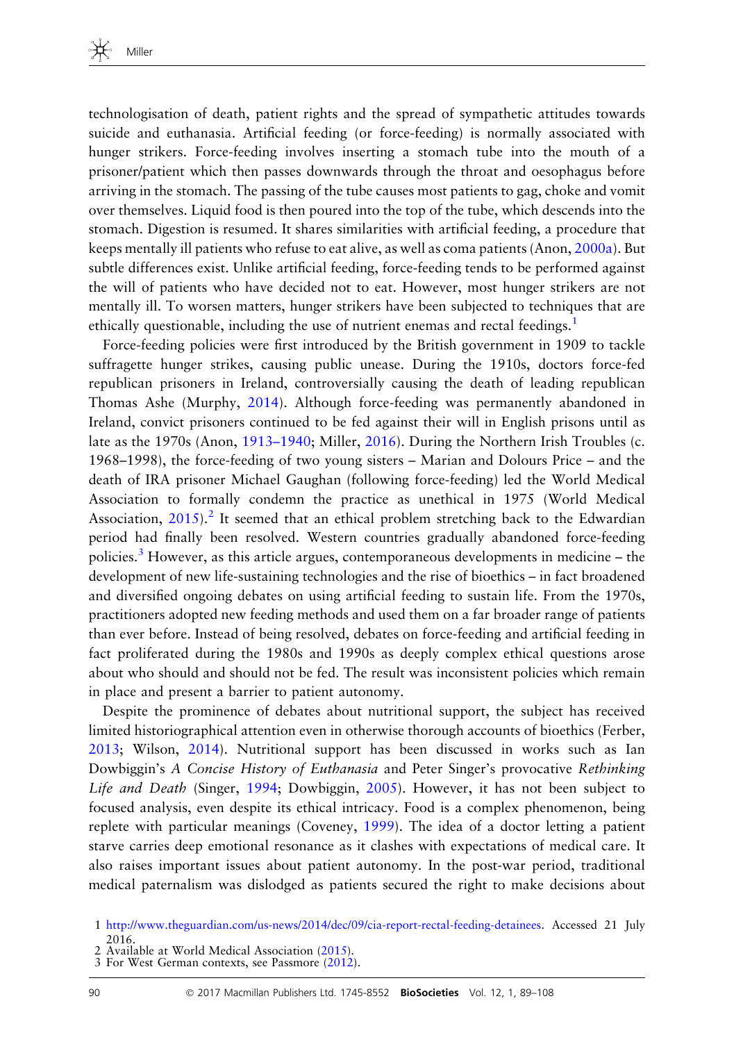technologisation of death, patient rights and the spread of sympathetic attitudes towards suicide and euthanasia. Artificial feeding (or force-feeding) is normally associated with hunger strikers. Force-feeding involves inserting a stomach tube into the mouth of a prisoner/patient which then passes downwards through the throat and oesophagus before arriving in the stomach. The passing of the tube causes most patients to gag, choke and vomit over themselves. Liquid food is then poured into the top of the tube, which descends into the stomach. Digestion is resumed. It shares similarities with artificial feeding, a procedure that keeps mentally ill patients who refuse to eat alive, as well as coma patients (Anon, 2000a). But subtle differences exist. Unlike artificial feeding, force-feeding tends to be performed against the will of patients who have decided not to eat. However, most hunger strikers are not mentally ill. To worsen matters, hunger strikers have been subjected to techniques that are ethically questionable, including the use of nutrient enemas and rectal feedings.[1]

Force-feeding policies were first introduced by the British government in 1909 to tackle suffragette hunger strikes, causing public unease. During the 1910s, doctors force-fed republican prisoners in Ireland, controversially causing the death of leading republican Thomas Ashe (Murphy, 2014). Although force-feeding was permanently abandoned in Ireland, convict prisoners continued to be fed against their will in English prisons until as late as the 1970s (Anon, 1913–1940; Miller, 2016). During the Northern Irish Troubles (c. 1968–1998), the force-feeding of two young sisters – Marian and Dolours Price – and the death of IRA prisoner Michael Gaughan (following force-feeding) led the World Medical Association to formally condemn the practice as unethical in 1975 (World Medical Association, 2015).[2] It seemed that an ethical problem stretching back to the Edwardian period had finally been resolved. Western countries gradually abandoned force-feeding policies.[3] However, as this article argues, contemporaneous developments in medicine – the development of new life-sustaining technologies and the rise of bioethics – in fact broadened and diversified ongoing debates on using artificial feeding to sustain life. From the 1970s, practitioners adopted new feeding methods and used them on a far broader range of patients than ever before. Instead of being resolved, debates on force-feeding and artificial feeding in fact proliferated during the 1980s and 1990s as deeply complex ethical questions arose about who should and should not be fed. The result was inconsistent policies which remain in place and present a barrier to patient autonomy.

Despite the prominence of debates about nutritional support, the subject has received limited historiographical attention even in otherwise thorough accounts of bioethics (Ferber, 2013; Wilson, 2014). Nutritional support has been discussed in works such as Ian Dowbiggin's *A Concise History of Euthanasia* and Peter Singer's provocative *Rethinking Life and Death* (Singer, 1994; Dowbiggin, 2005). However, it has not been subject to focused analysis, even despite its ethical intricacy. Food is a complex phenomenon, being replete with particular meanings (Coveney, 1999). The idea of a doctor letting a patient starve carries deep emotional resonance as it clashes with expectations of medical care. It also raises important issues about patient autonomy. In the post-war period, traditional medical paternalism was dislodged as patients secured the right to make decisions about

1 http://www.theguardian.com/us-news/2014/dec/09/cia-report-rectal-feeding-detainees. Accessed 21 July 2016.
2 Available at World Medical Association (2015).
3 For West German contexts, see Passmore (2012).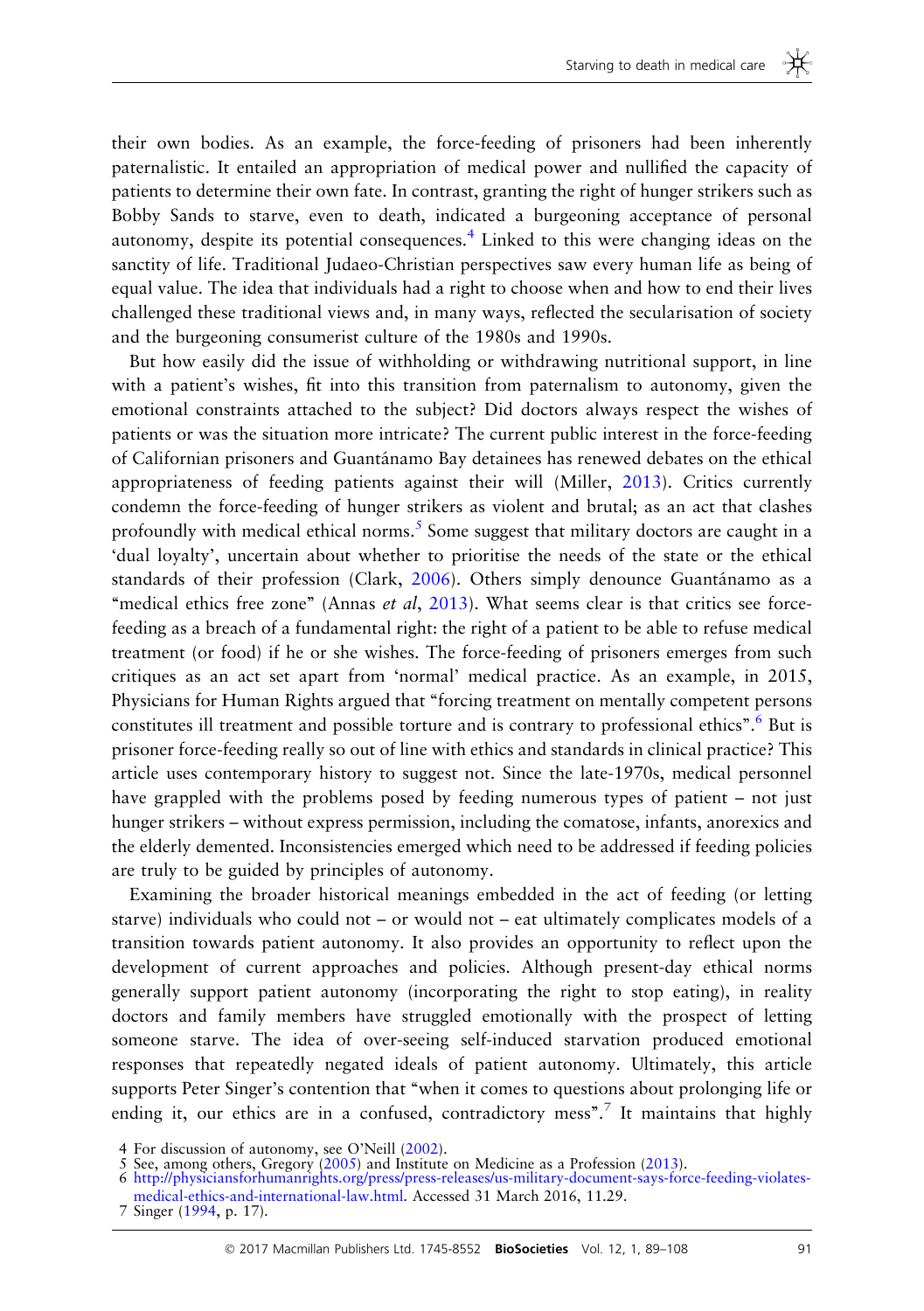their own bodies. As an example, the force-feeding of prisoners had been inherently paternalistic. It entailed an appropriation of medical power and nullified the capacity of patients to determine their own fate. In contrast, granting the right of hunger strikers such as Bobby Sands to starve, even to death, indicated a burgeoning acceptance of personal autonomy, despite its potential consequences.[4] Linked to this were changing ideas on the sanctity of life. Traditional Judaeo-Christian perspectives saw every human life as being of equal value. The idea that individuals had a right to choose when and how to end their lives challenged these traditional views and, in many ways, reflected the secularisation of society and the burgeoning consumerist culture of the 1980s and 1990s.

But how easily did the issue of withholding or withdrawing nutritional support, in line with a patient's wishes, fit into this transition from paternalism to autonomy, given the emotional constraints attached to the subject? Did doctors always respect the wishes of patients or was the situation more intricate? The current public interest in the force-feeding of Californian prisoners and Guantánamo Bay detainees has renewed debates on the ethical appropriateness of feeding patients against their will (Miller, 2013). Critics currently condemn the force-feeding of hunger strikers as violent and brutal; as an act that clashes profoundly with medical ethical norms.[5] Some suggest that military doctors are caught in a 'dual loyalty', uncertain about whether to prioritise the needs of the state or the ethical standards of their profession (Clark, 2006). Others simply denounce Guantánamo as a "medical ethics free zone" (Annas *et al*, 2013). What seems clear is that critics see force-feeding as a breach of a fundamental right: the right of a patient to be able to refuse medical treatment (or food) if he or she wishes. The force-feeding of prisoners emerges from such critiques as an act set apart from 'normal' medical practice. As an example, in 2015, Physicians for Human Rights argued that "forcing treatment on mentally competent persons constitutes ill treatment and possible torture and is contrary to professional ethics".[6] But is prisoner force-feeding really so out of line with ethics and standards in clinical practice? This article uses contemporary history to suggest not. Since the late-1970s, medical personnel have grappled with the problems posed by feeding numerous types of patient – not just hunger strikers – without express permission, including the comatose, infants, anorexics and the elderly demented. Inconsistencies emerged which need to be addressed if feeding policies are truly to be guided by principles of autonomy.

Examining the broader historical meanings embedded in the act of feeding (or letting starve) individuals who could not – or would not – eat ultimately complicates models of a transition towards patient autonomy. It also provides an opportunity to reflect upon the development of current approaches and policies. Although present-day ethical norms generally support patient autonomy (incorporating the right to stop eating), in reality doctors and family members have struggled emotionally with the prospect of letting someone starve. The idea of over-seeing self-induced starvation produced emotional responses that repeatedly negated ideals of patient autonomy. Ultimately, this article supports Peter Singer's contention that "when it comes to questions about prolonging life or ending it, our ethics are in a confused, contradictory mess".[7] It maintains that highly

4 For discussion of autonomy, see O'Neill (2002).

5 See, among others, Gregory (2005) and Institute on Medicine as a Profession (2013).

6 http://physiciansforhumanrights.org/press/press-releases/us-military-document-says-force-feeding-violates-medical-ethics-and-international-law.html. Accessed 31 March 2016, 11.29.

7 Singer (1994, p. 17).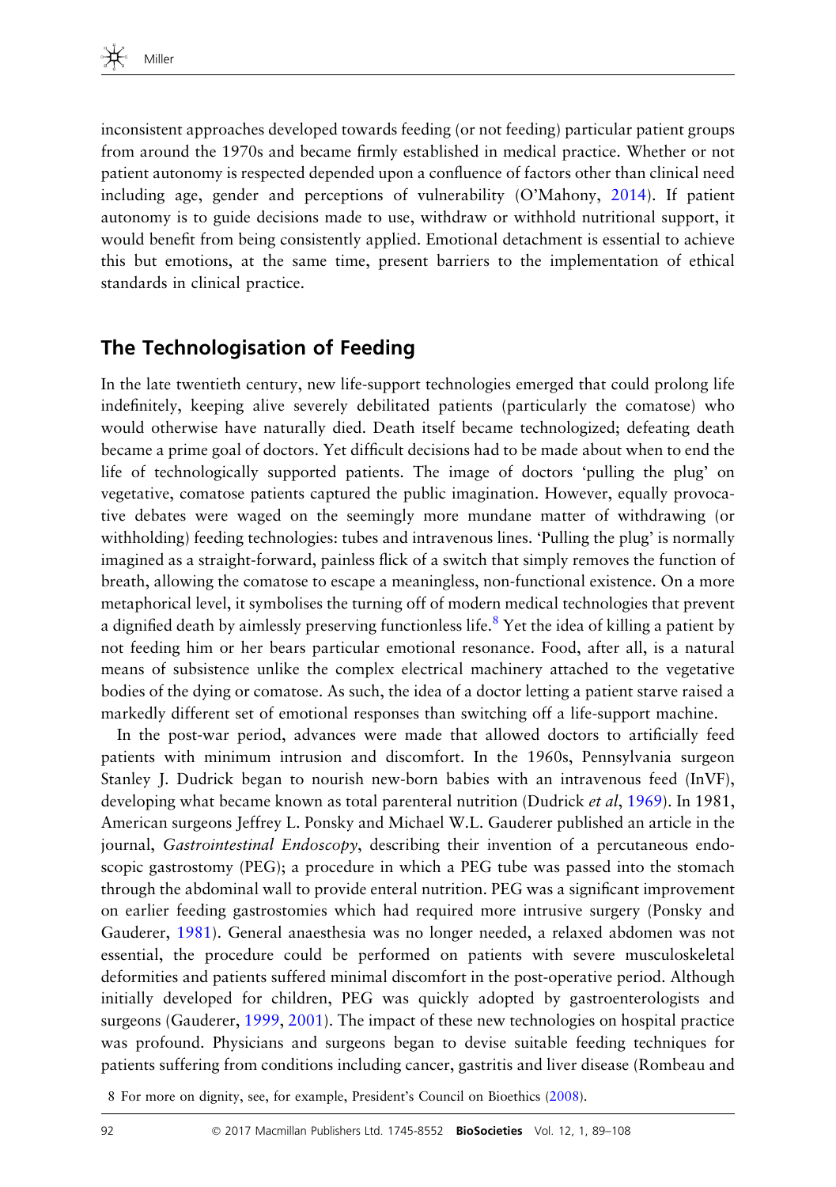inconsistent approaches developed towards feeding (or not feeding) particular patient groups from around the 1970s and became firmly established in medical practice. Whether or not patient autonomy is respected depended upon a confluence of factors other than clinical need including age, gender and perceptions of vulnerability (O'Mahony, 2014). If patient autonomy is to guide decisions made to use, withdraw or withhold nutritional support, it would benefit from being consistently applied. Emotional detachment is essential to achieve this but emotions, at the same time, present barriers to the implementation of ethical standards in clinical practice.

## The Technologisation of Feeding

In the late twentieth century, new life-support technologies emerged that could prolong life indefinitely, keeping alive severely debilitated patients (particularly the comatose) who would otherwise have naturally died. Death itself became technologized; defeating death became a prime goal of doctors. Yet difficult decisions had to be made about when to end the life of technologically supported patients. The image of doctors 'pulling the plug' on vegetative, comatose patients captured the public imagination. However, equally provocative debates were waged on the seemingly more mundane matter of withdrawing (or withholding) feeding technologies: tubes and intravenous lines. 'Pulling the plug' is normally imagined as a straight-forward, painless flick of a switch that simply removes the function of breath, allowing the comatose to escape a meaningless, non-functional existence. On a more metaphorical level, it symbolises the turning off of modern medical technologies that prevent a dignified death by aimlessly preserving functionless life.[8] Yet the idea of killing a patient by not feeding him or her bears particular emotional resonance. Food, after all, is a natural means of subsistence unlike the complex electrical machinery attached to the vegetative bodies of the dying or comatose. As such, the idea of a doctor letting a patient starve raised a markedly different set of emotional responses than switching off a life-support machine.

In the post-war period, advances were made that allowed doctors to artificially feed patients with minimum intrusion and discomfort. In the 1960s, Pennsylvania surgeon Stanley J. Dudrick began to nourish new-born babies with an intravenous feed (InVF), developing what became known as total parenteral nutrition (Dudrick *et al*, 1969). In 1981, American surgeons Jeffrey L. Ponsky and Michael W.L. Gauderer published an article in the journal, *Gastrointestinal Endoscopy*, describing their invention of a percutaneous endoscopic gastrostomy (PEG); a procedure in which a PEG tube was passed into the stomach through the abdominal wall to provide enteral nutrition. PEG was a significant improvement on earlier feeding gastrostomies which had required more intrusive surgery (Ponsky and Gauderer, 1981). General anaesthesia was no longer needed, a relaxed abdomen was not essential, the procedure could be performed on patients with severe musculoskeletal deformities and patients suffered minimal discomfort in the post-operative period. Although initially developed for children, PEG was quickly adopted by gastroenterologists and surgeons (Gauderer, 1999, 2001). The impact of these new technologies on hospital practice was profound. Physicians and surgeons began to devise suitable feeding techniques for patients suffering from conditions including cancer, gastritis and liver disease (Rombeau and

8 For more on dignity, see, for example, President's Council on Bioethics (2008).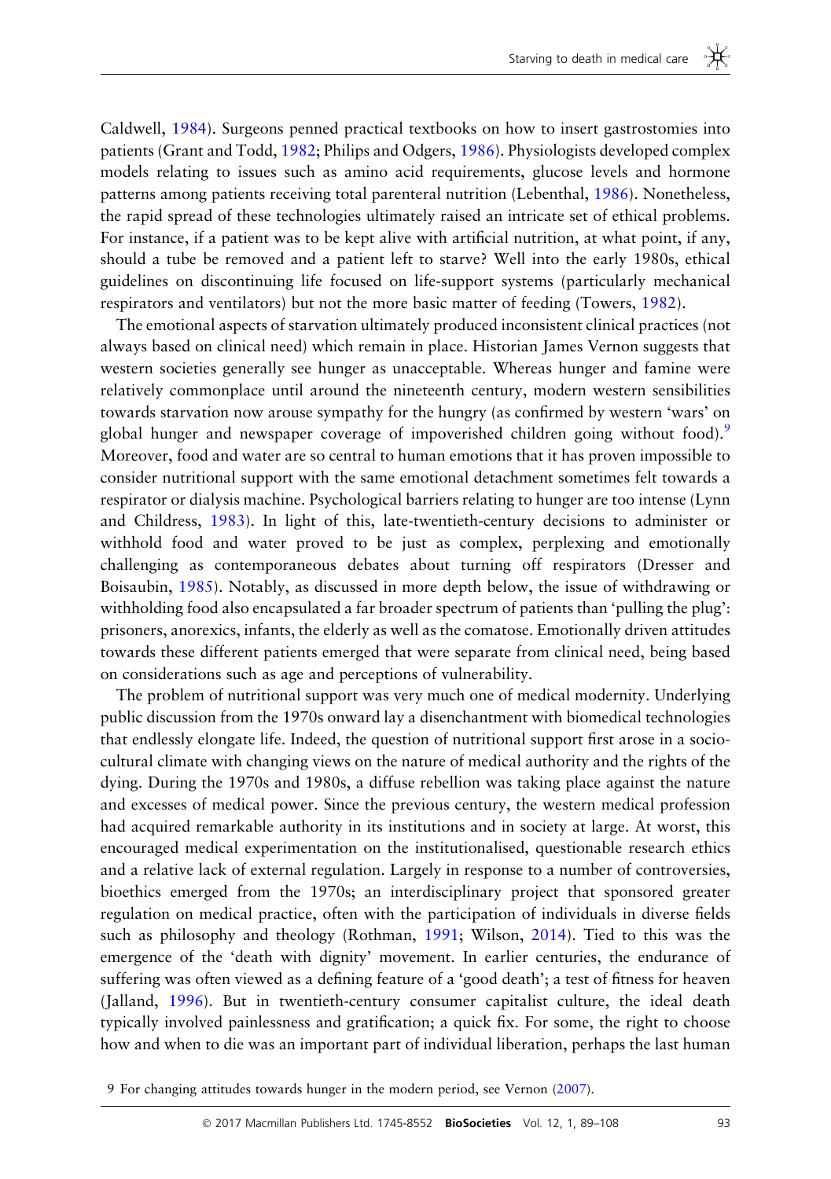Caldwell, 1984). Surgeons penned practical textbooks on how to insert gastrostomies into patients (Grant and Todd, 1982; Philips and Odgers, 1986). Physiologists developed complex models relating to issues such as amino acid requirements, glucose levels and hormone patterns among patients receiving total parenteral nutrition (Lebenthal, 1986). Nonetheless, the rapid spread of these technologies ultimately raised an intricate set of ethical problems. For instance, if a patient was to be kept alive with artificial nutrition, at what point, if any, should a tube be removed and a patient left to starve? Well into the early 1980s, ethical guidelines on discontinuing life focused on life-support systems (particularly mechanical respirators and ventilators) but not the more basic matter of feeding (Towers, 1982).

The emotional aspects of starvation ultimately produced inconsistent clinical practices (not always based on clinical need) which remain in place. Historian James Vernon suggests that western societies generally see hunger as unacceptable. Whereas hunger and famine were relatively commonplace until around the nineteenth century, modern western sensibilities towards starvation now arouse sympathy for the hungry (as confirmed by western 'wars' on global hunger and newspaper coverage of impoverished children going without food).[9] Moreover, food and water are so central to human emotions that it has proven impossible to consider nutritional support with the same emotional detachment sometimes felt towards a respirator or dialysis machine. Psychological barriers relating to hunger are too intense (Lynn and Childress, 1983). In light of this, late-twentieth-century decisions to administer or withhold food and water proved to be just as complex, perplexing and emotionally challenging as contemporaneous debates about turning off respirators (Dresser and Boisaubin, 1985). Notably, as discussed in more depth below, the issue of withdrawing or withholding food also encapsulated a far broader spectrum of patients than 'pulling the plug': prisoners, anorexics, infants, the elderly as well as the comatose. Emotionally driven attitudes towards these different patients emerged that were separate from clinical need, being based on considerations such as age and perceptions of vulnerability.

The problem of nutritional support was very much one of medical modernity. Underlying public discussion from the 1970s onward lay a disenchantment with biomedical technologies that endlessly elongate life. Indeed, the question of nutritional support first arose in a socio-cultural climate with changing views on the nature of medical authority and the rights of the dying. During the 1970s and 1980s, a diffuse rebellion was taking place against the nature and excesses of medical power. Since the previous century, the western medical profession had acquired remarkable authority in its institutions and in society at large. At worst, this encouraged medical experimentation on the institutionalised, questionable research ethics and a relative lack of external regulation. Largely in response to a number of controversies, bioethics emerged from the 1970s; an interdisciplinary project that sponsored greater regulation on medical practice, often with the participation of individuals in diverse fields such as philosophy and theology (Rothman, 1991; Wilson, 2014). Tied to this was the emergence of the 'death with dignity' movement. In earlier centuries, the endurance of suffering was often viewed as a defining feature of a 'good death'; a test of fitness for heaven (Jalland, 1996). But in twentieth-century consumer capitalist culture, the ideal death typically involved painlessness and gratification; a quick fix. For some, the right to choose how and when to die was an important part of individual liberation, perhaps the last human

9 For changing attitudes towards hunger in the modern period, see Vernon (2007).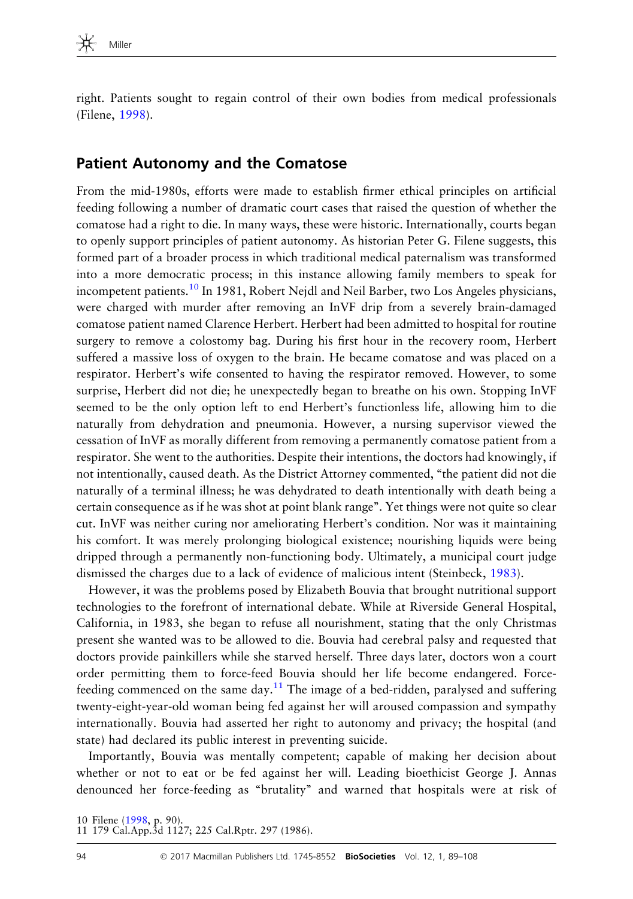right. Patients sought to regain control of their own bodies from medical professionals (Filene, 1998).

## Patient Autonomy and the Comatose

From the mid-1980s, efforts were made to establish firmer ethical principles on artificial feeding following a number of dramatic court cases that raised the question of whether the comatose had a right to die. In many ways, these were historic. Internationally, courts began to openly support principles of patient autonomy. As historian Peter G. Filene suggests, this formed part of a broader process in which traditional medical paternalism was transformed into a more democratic process; in this instance allowing family members to speak for incompetent patients.[10] In 1981, Robert Nejdl and Neil Barber, two Los Angeles physicians, were charged with murder after removing an InVF drip from a severely brain-damaged comatose patient named Clarence Herbert. Herbert had been admitted to hospital for routine surgery to remove a colostomy bag. During his first hour in the recovery room, Herbert suffered a massive loss of oxygen to the brain. He became comatose and was placed on a respirator. Herbert's wife consented to having the respirator removed. However, to some surprise, Herbert did not die; he unexpectedly began to breathe on his own. Stopping InVF seemed to be the only option left to end Herbert's functionless life, allowing him to die naturally from dehydration and pneumonia. However, a nursing supervisor viewed the cessation of InVF as morally different from removing a permanently comatose patient from a respirator. She went to the authorities. Despite their intentions, the doctors had knowingly, if not intentionally, caused death. As the District Attorney commented, "the patient did not die naturally of a terminal illness; he was dehydrated to death intentionally with death being a certain consequence as if he was shot at point blank range". Yet things were not quite so clear cut. InVF was neither curing nor ameliorating Herbert's condition. Nor was it maintaining his comfort. It was merely prolonging biological existence; nourishing liquids were being dripped through a permanently non-functioning body. Ultimately, a municipal court judge dismissed the charges due to a lack of evidence of malicious intent (Steinbeck, 1983).

However, it was the problems posed by Elizabeth Bouvia that brought nutritional support technologies to the forefront of international debate. While at Riverside General Hospital, California, in 1983, she began to refuse all nourishment, stating that the only Christmas present she wanted was to be allowed to die. Bouvia had cerebral palsy and requested that doctors provide painkillers while she starved herself. Three days later, doctors won a court order permitting them to force-feed Bouvia should her life become endangered. Force-feeding commenced on the same day.[11] The image of a bed-ridden, paralysed and suffering twenty-eight-year-old woman being fed against her will aroused compassion and sympathy internationally. Bouvia had asserted her right to autonomy and privacy; the hospital (and state) had declared its public interest in preventing suicide.

Importantly, Bouvia was mentally competent; capable of making her decision about whether or not to eat or be fed against her will. Leading bioethicist George J. Annas denounced her force-feeding as "brutality" and warned that hospitals were at risk of

10 Filene (1998, p. 90).
11 179 Cal.App.3d 1127; 225 Cal.Rptr. 297 (1986).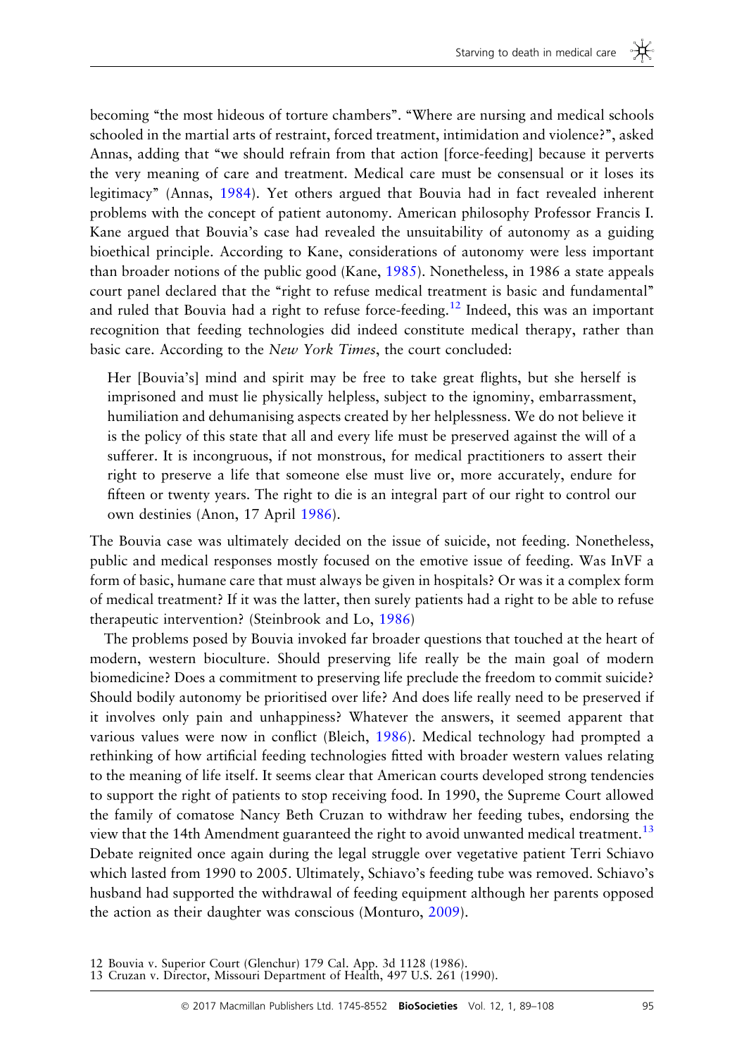becoming "the most hideous of torture chambers". "Where are nursing and medical schools schooled in the martial arts of restraint, forced treatment, intimidation and violence?", asked Annas, adding that "we should refrain from that action [force-feeding] because it perverts the very meaning of care and treatment. Medical care must be consensual or it loses its legitimacy" (Annas, 1984). Yet others argued that Bouvia had in fact revealed inherent problems with the concept of patient autonomy. American philosophy Professor Francis I. Kane argued that Bouvia's case had revealed the unsuitability of autonomy as a guiding bioethical principle. According to Kane, considerations of autonomy were less important than broader notions of the public good (Kane, 1985). Nonetheless, in 1986 a state appeals court panel declared that the "right to refuse medical treatment is basic and fundamental" and ruled that Bouvia had a right to refuse force-feeding.[12] Indeed, this was an important recognition that feeding technologies did indeed constitute medical therapy, rather than basic care. According to the *New York Times*, the court concluded:

> Her [Bouvia's] mind and spirit may be free to take great flights, but she herself is imprisoned and must lie physically helpless, subject to the ignominy, embarrassment, humiliation and dehumanising aspects created by her helplessness. We do not believe it is the policy of this state that all and every life must be preserved against the will of a sufferer. It is incongruous, if not monstrous, for medical practitioners to assert their right to preserve a life that someone else must live or, more accurately, endure for fifteen or twenty years. The right to die is an integral part of our right to control our own destinies (Anon, 17 April 1986).

The Bouvia case was ultimately decided on the issue of suicide, not feeding. Nonetheless, public and medical responses mostly focused on the emotive issue of feeding. Was InVF a form of basic, humane care that must always be given in hospitals? Or was it a complex form of medical treatment? If it was the latter, then surely patients had a right to be able to refuse therapeutic intervention? (Steinbrook and Lo, 1986)

The problems posed by Bouvia invoked far broader questions that touched at the heart of modern, western bioculture. Should preserving life really be the main goal of modern biomedicine? Does a commitment to preserving life preclude the freedom to commit suicide? Should bodily autonomy be prioritised over life? And does life really need to be preserved if it involves only pain and unhappiness? Whatever the answers, it seemed apparent that various values were now in conflict (Bleich, 1986). Medical technology had prompted a rethinking of how artificial feeding technologies fitted with broader western values relating to the meaning of life itself. It seems clear that American courts developed strong tendencies to support the right of patients to stop receiving food. In 1990, the Supreme Court allowed the family of comatose Nancy Beth Cruzan to withdraw her feeding tubes, endorsing the view that the 14th Amendment guaranteed the right to avoid unwanted medical treatment.[13] Debate reignited once again during the legal struggle over vegetative patient Terri Schiavo which lasted from 1990 to 2005. Ultimately, Schiavo's feeding tube was removed. Schiavo's husband had supported the withdrawal of feeding equipment although her parents opposed the action as their daughter was conscious (Monturo, 2009).

12 Bouvia v. Superior Court (Glenchur) 179 Cal. App. 3d 1128 (1986).
13 Cruzan v. Director, Missouri Department of Health, 497 U.S. 261 (1990).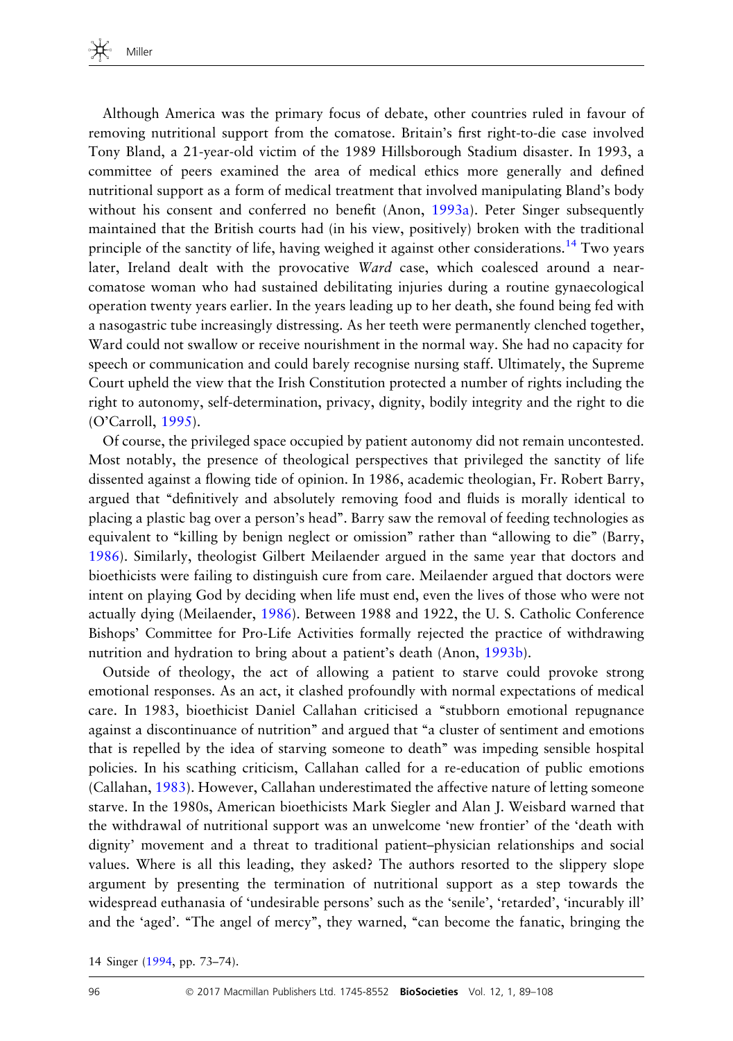Although America was the primary focus of debate, other countries ruled in favour of removing nutritional support from the comatose. Britain's first right-to-die case involved Tony Bland, a 21-year-old victim of the 1989 Hillsborough Stadium disaster. In 1993, a committee of peers examined the area of medical ethics more generally and defined nutritional support as a form of medical treatment that involved manipulating Bland's body without his consent and conferred no benefit (Anon, 1993a). Peter Singer subsequently maintained that the British courts had (in his view, positively) broken with the traditional principle of the sanctity of life, having weighed it against other considerations.[14] Two years later, Ireland dealt with the provocative *Ward* case, which coalesced around a near-comatose woman who had sustained debilitating injuries during a routine gynaecological operation twenty years earlier. In the years leading up to her death, she found being fed with a nasogastric tube increasingly distressing. As her teeth were permanently clenched together, Ward could not swallow or receive nourishment in the normal way. She had no capacity for speech or communication and could barely recognise nursing staff. Ultimately, the Supreme Court upheld the view that the Irish Constitution protected a number of rights including the right to autonomy, self-determination, privacy, dignity, bodily integrity and the right to die (O'Carroll, 1995).

Of course, the privileged space occupied by patient autonomy did not remain uncontested. Most notably, the presence of theological perspectives that privileged the sanctity of life dissented against a flowing tide of opinion. In 1986, academic theologian, Fr. Robert Barry, argued that "definitively and absolutely removing food and fluids is morally identical to placing a plastic bag over a person's head". Barry saw the removal of feeding technologies as equivalent to "killing by benign neglect or omission" rather than "allowing to die" (Barry, 1986). Similarly, theologian Gilbert Meilaender argued in the same year that doctors and bioethicists were failing to distinguish cure from care. Meilaender argued that doctors were intent on playing God by deciding when life must end, even the lives of those who were not actually dying (Meilaender, 1986). Between 1988 and 1922, the U. S. Catholic Conference Bishops' Committee for Pro-Life Activities formally rejected the practice of withdrawing nutrition and hydration to bring about a patient's death (Anon, 1993b).

Outside of theology, the act of allowing a patient to starve could provoke strong emotional responses. As an act, it clashed profoundly with normal expectations of medical care. In 1983, bioethicist Daniel Callahan criticised a "stubborn emotional repugnance against a discontinuance of nutrition" and argued that "a cluster of sentiment and emotions that is repelled by the idea of starving someone to death" was impeding sensible hospital policies. In his scathing criticism, Callahan called for a re-education of public emotions (Callahan, 1983). However, Callahan underestimated the affective nature of letting someone starve. In the 1980s, American bioethicists Mark Siegler and Alan J. Weisbard warned that the withdrawal of nutritional support was an unwelcome 'new frontier' of the 'death with dignity' movement and a threat to traditional patient–physician relationships and social values. Where is all this leading, they asked? The authors resorted to the slippery slope argument by presenting the termination of nutritional support as a step towards the widespread euthanasia of 'undesirable persons' such as the 'senile', 'retarded', 'incurably ill' and the 'aged'. "The angel of mercy", they warned, "can become the fanatic, bringing the

14 Singer (1994, pp. 73–74).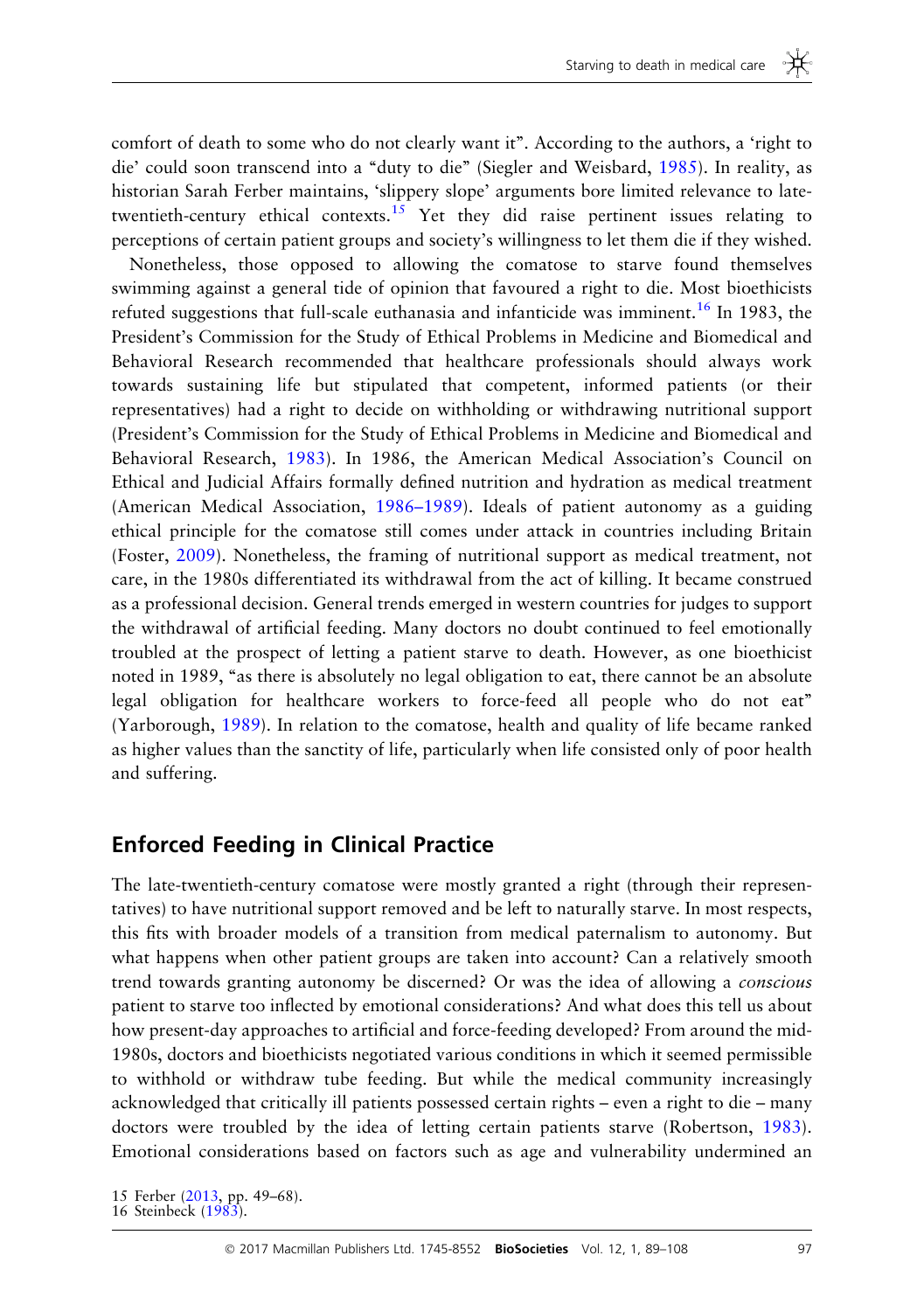comfort of death to some who do not clearly want it". According to the authors, a 'right to die' could soon transcend into a "duty to die" (Siegler and Weisbard, 1985). In reality, as historian Sarah Ferber maintains, 'slippery slope' arguments bore limited relevance to late-twentieth-century ethical contexts.[15] Yet they did raise pertinent issues relating to perceptions of certain patient groups and society's willingness to let them die if they wished.

Nonetheless, those opposed to allowing the comatose to starve found themselves swimming against a general tide of opinion that favoured a right to die. Most bioethicists refuted suggestions that full-scale euthanasia and infanticide was imminent.[16] In 1983, the President's Commission for the Study of Ethical Problems in Medicine and Biomedical and Behavioral Research recommended that healthcare professionals should always work towards sustaining life but stipulated that competent, informed patients (or their representatives) had a right to decide on withholding or withdrawing nutritional support (President's Commission for the Study of Ethical Problems in Medicine and Biomedical and Behavioral Research, 1983). In 1986, the American Medical Association's Council on Ethical and Judicial Affairs formally defined nutrition and hydration as medical treatment (American Medical Association, 1986–1989). Ideals of patient autonomy as a guiding ethical principle for the comatose still comes under attack in countries including Britain (Foster, 2009). Nonetheless, the framing of nutritional support as medical treatment, not care, in the 1980s differentiated its withdrawal from the act of killing. It became construed as a professional decision. General trends emerged in western countries for judges to support the withdrawal of artificial feeding. Many doctors no doubt continued to feel emotionally troubled at the prospect of letting a patient starve to death. However, as one bioethicist noted in 1989, "as there is absolutely no legal obligation to eat, there cannot be an absolute legal obligation for healthcare workers to force-feed all people who do not eat" (Yarborough, 1989). In relation to the comatose, health and quality of life became ranked as higher values than the sanctity of life, particularly when life consisted only of poor health and suffering.

## Enforced Feeding in Clinical Practice

The late-twentieth-century comatose were mostly granted a right (through their representatives) to have nutritional support removed and be left to naturally starve. In most respects, this fits with broader models of a transition from medical paternalism to autonomy. But what happens when other patient groups are taken into account? Can a relatively smooth trend towards granting autonomy be discerned? Or was the idea of allowing a *conscious* patient to starve too inflected by emotional considerations? And what does this tell us about how present-day approaches to artificial and force-feeding developed? From around the mid-1980s, doctors and bioethicists negotiated various conditions in which it seemed permissible to withhold or withdraw tube feeding. But while the medical community increasingly acknowledged that critically ill patients possessed certain rights – even a right to die – many doctors were troubled by the idea of letting certain patients starve (Robertson, 1983). Emotional considerations based on factors such as age and vulnerability undermined an

15 Ferber (2013, pp. 49–68).
16 Steinbeck (1983).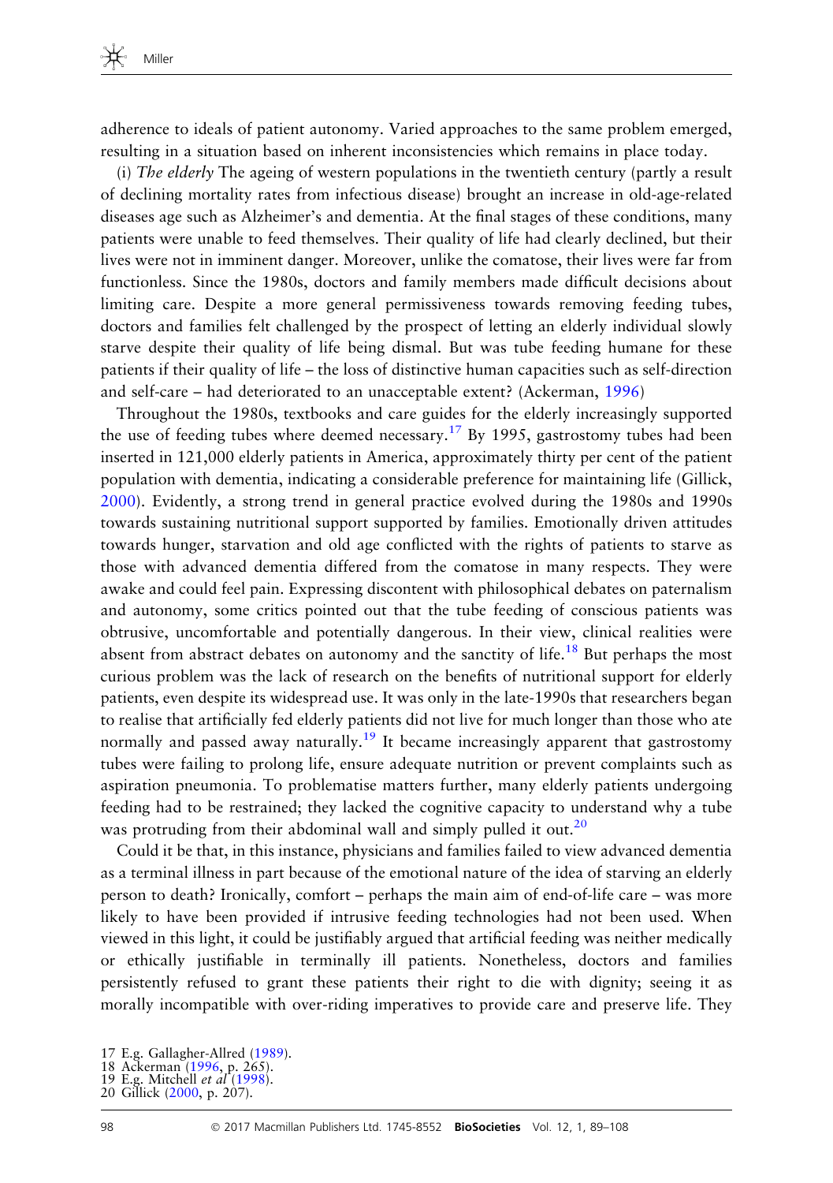adherence to ideals of patient autonomy. Varied approaches to the same problem emerged, resulting in a situation based on inherent inconsistencies which remains in place today.

(i) *The elderly* The ageing of western populations in the twentieth century (partly a result of declining mortality rates from infectious disease) brought an increase in old-age-related diseases age such as Alzheimer's and dementia. At the final stages of these conditions, many patients were unable to feed themselves. Their quality of life had clearly declined, but their lives were not in imminent danger. Moreover, unlike the comatose, their lives were far from functionless. Since the 1980s, doctors and family members made difficult decisions about limiting care. Despite a more general permissiveness towards removing feeding tubes, doctors and families felt challenged by the prospect of letting an elderly individual slowly starve despite their quality of life being dismal. But was tube feeding humane for these patients if their quality of life – the loss of distinctive human capacities such as self-direction and self-care – had deteriorated to an unacceptable extent? (Ackerman, 1996)

Throughout the 1980s, textbooks and care guides for the elderly increasingly supported the use of feeding tubes where deemed necessary.[17] By 1995, gastrostomy tubes had been inserted in 121,000 elderly patients in America, approximately thirty per cent of the patient population with dementia, indicating a considerable preference for maintaining life (Gillick, 2000). Evidently, a strong trend in general practice evolved during the 1980s and 1990s towards sustaining nutritional support supported by families. Emotionally driven attitudes towards hunger, starvation and old age conflicted with the rights of patients to starve as those with advanced dementia differed from the comatose in many respects. They were awake and could feel pain. Expressing discontent with philosophical debates on paternalism and autonomy, some critics pointed out that the tube feeding of conscious patients was obtrusive, uncomfortable and potentially dangerous. In their view, clinical realities were absent from abstract debates on autonomy and the sanctity of life.[18] But perhaps the most curious problem was the lack of research on the benefits of nutritional support for elderly patients, even despite its widespread use. It was only in the late-1990s that researchers began to realise that artificially fed elderly patients did not live for much longer than those who ate normally and passed away naturally.[19] It became increasingly apparent that gastrostomy tubes were failing to prolong life, ensure adequate nutrition or prevent complaints such as aspiration pneumonia. To problematise matters further, many elderly patients undergoing feeding had to be restrained; they lacked the cognitive capacity to understand why a tube was protruding from their abdominal wall and simply pulled it out.[20]

Could it be that, in this instance, physicians and families failed to view advanced dementia as a terminal illness in part because of the emotional nature of the idea of starving an elderly person to death? Ironically, comfort – perhaps the main aim of end-of-life care – was more likely to have been provided if intrusive feeding technologies had not been used. When viewed in this light, it could be justifiably argued that artificial feeding was neither medically or ethically justifiable in terminally ill patients. Nonetheless, doctors and families persistently refused to grant these patients their right to die with dignity; seeing it as morally incompatible with over-riding imperatives to provide care and preserve life. They

17 E.g. Gallagher-Allred (1989).
18 Ackerman (1996, p. 265).
19 E.g. Mitchell *et al* (1998).
20 Gillick (2000, p. 207).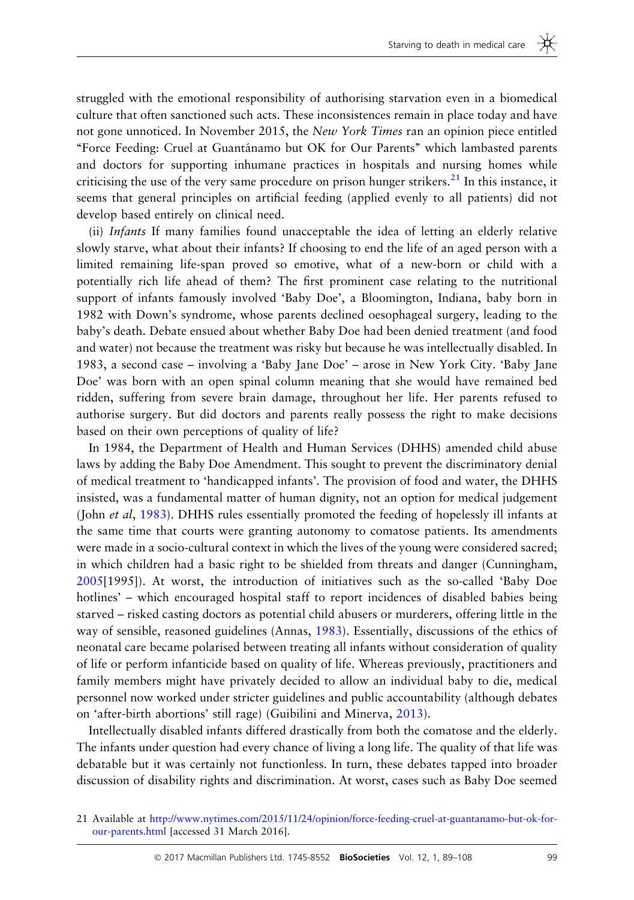struggled with the emotional responsibility of authorising starvation even in a biomedical culture that often sanctioned such acts. These inconsistences remain in place today and have not gone unnoticed. In November 2015, the *New York Times* ran an opinion piece entitled "Force Feeding: Cruel at Guantánamo but OK for Our Parents" which lambasted parents and doctors for supporting inhumane practices in hospitals and nursing homes while criticising the use of the very same procedure on prison hunger strikers.[21] In this instance, it seems that general principles on artificial feeding (applied evenly to all patients) did not develop based entirely on clinical need.

(ii) *Infants* If many families found unacceptable the idea of letting an elderly relative slowly starve, what about their infants? If choosing to end the life of an aged person with a limited remaining life-span proved so emotive, what of a new-born or child with a potentially rich life ahead of them? The first prominent case relating to the nutritional support of infants famously involved 'Baby Doe', a Bloomington, Indiana, baby born in 1982 with Down's syndrome, whose parents declined oesophageal surgery, leading to the baby's death. Debate ensued about whether Baby Doe had been denied treatment (and food and water) not because the treatment was risky but because he was intellectually disabled. In 1983, a second case – involving a 'Baby Jane Doe' – arose in New York City. 'Baby Jane Doe' was born with an open spinal column meaning that she would have remained bed ridden, suffering from severe brain damage, throughout her life. Her parents refused to authorise surgery. But did doctors and parents really possess the right to make decisions based on their own perceptions of quality of life?

In 1984, the Department of Health and Human Services (DHHS) amended child abuse laws by adding the Baby Doe Amendment. This sought to prevent the discriminatory denial of medical treatment to 'handicapped infants'. The provision of food and water, the DHHS insisted, was a fundamental matter of human dignity, not an option for medical judgement (John *et al*, 1983). DHHS rules essentially promoted the feeding of hopelessly ill infants at the same time that courts were granting autonomy to comatose patients. Its amendments were made in a socio-cultural context in which the lives of the young were considered sacred; in which children had a basic right to be shielded from threats and danger (Cunningham, 2005[1995]). At worst, the introduction of initiatives such as the so-called 'Baby Doe hotlines' – which encouraged hospital staff to report incidences of disabled babies being starved – risked casting doctors as potential child abusers or murderers, offering little in the way of sensible, reasoned guidelines (Annas, 1983). Essentially, discussions of the ethics of neonatal care became polarised between treating all infants without consideration of quality of life or perform infanticide based on quality of life. Whereas previously, practitioners and family members might have privately decided to allow an individual baby to die, medical personnel now worked under stricter guidelines and public accountability (although debates on 'after-birth abortions' still rage) (Guibilini and Minerva, 2013).

Intellectually disabled infants differed drastically from both the comatose and the elderly. The infants under question had every chance of living a long life. The quality of that life was debatable but it was certainly not functionless. In turn, these debates tapped into broader discussion of disability rights and discrimination. At worst, cases such as Baby Doe seemed

21 Available at http://www.nytimes.com/2015/11/24/opinion/force-feeding-cruel-at-guantanamo-but-ok-for-our-parents.html [accessed 31 March 2016].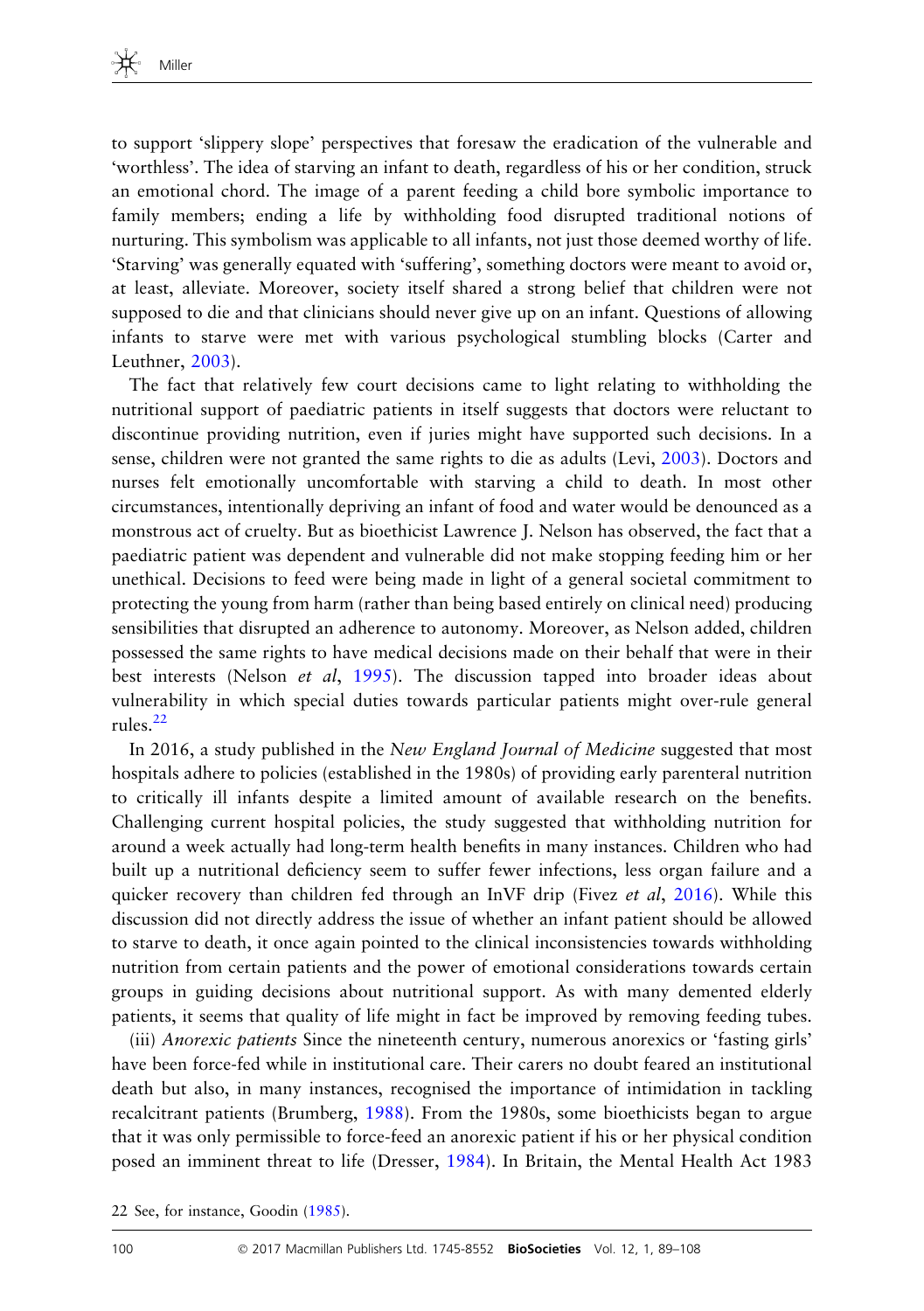to support 'slippery slope' perspectives that foresaw the eradication of the vulnerable and 'worthless'. The idea of starving an infant to death, regardless of his or her condition, struck an emotional chord. The image of a parent feeding a child bore symbolic importance to family members; ending a life by withholding food disrupted traditional notions of nurturing. This symbolism was applicable to all infants, not just those deemed worthy of life. 'Starving' was generally equated with 'suffering', something doctors were meant to avoid or, at least, alleviate. Moreover, society itself shared a strong belief that children were not supposed to die and that clinicians should never give up on an infant. Questions of allowing infants to starve were met with various psychological stumbling blocks (Carter and Leuthner, 2003).

The fact that relatively few court decisions came to light relating to withholding the nutritional support of paediatric patients in itself suggests that doctors were reluctant to discontinue providing nutrition, even if juries might have supported such decisions. In a sense, children were not granted the same rights to die as adults (Levi, 2003). Doctors and nurses felt emotionally uncomfortable with starving a child to death. In most other circumstances, intentionally depriving an infant of food and water would be denounced as a monstrous act of cruelty. But as bioethicist Lawrence J. Nelson has observed, the fact that a paediatric patient was dependent and vulnerable did not make stopping feeding him or her unethical. Decisions to feed were being made in light of a general societal commitment to protecting the young from harm (rather than being based entirely on clinical need) producing sensibilities that disrupted an adherence to autonomy. Moreover, as Nelson added, children possessed the same rights to have medical decisions made on their behalf that were in their best interests (Nelson *et al*, 1995). The discussion tapped into broader ideas about vulnerability in which special duties towards particular patients might over-rule general rules.[22]

In 2016, a study published in the *New England Journal of Medicine* suggested that most hospitals adhere to policies (established in the 1980s) of providing early parenteral nutrition to critically ill infants despite a limited amount of available research on the benefits. Challenging current hospital policies, the study suggested that withholding nutrition for around a week actually had long-term health benefits in many instances. Children who had built up a nutritional deficiency seem to suffer fewer infections, less organ failure and a quicker recovery than children fed through an InVF drip (Fivez *et al*, 2016). While this discussion did not directly address the issue of whether an infant patient should be allowed to starve to death, it once again pointed to the clinical inconsistencies towards withholding nutrition from certain patients and the power of emotional considerations towards certain groups in guiding decisions about nutritional support. As with many demented elderly patients, it seems that quality of life might in fact be improved by removing feeding tubes.

(iii) *Anorexic patients* Since the nineteenth century, numerous anorexics or 'fasting girls' have been force-fed while in institutional care. Their carers no doubt feared an institutional death but also, in many instances, recognised the importance of intimidation in tackling recalcitrant patients (Brumberg, 1988). From the 1980s, some bioethicists began to argue that it was only permissible to force-feed an anorexic patient if his or her physical condition posed an imminent threat to life (Dresser, 1984). In Britain, the Mental Health Act 1983

22 See, for instance, Goodin (1985).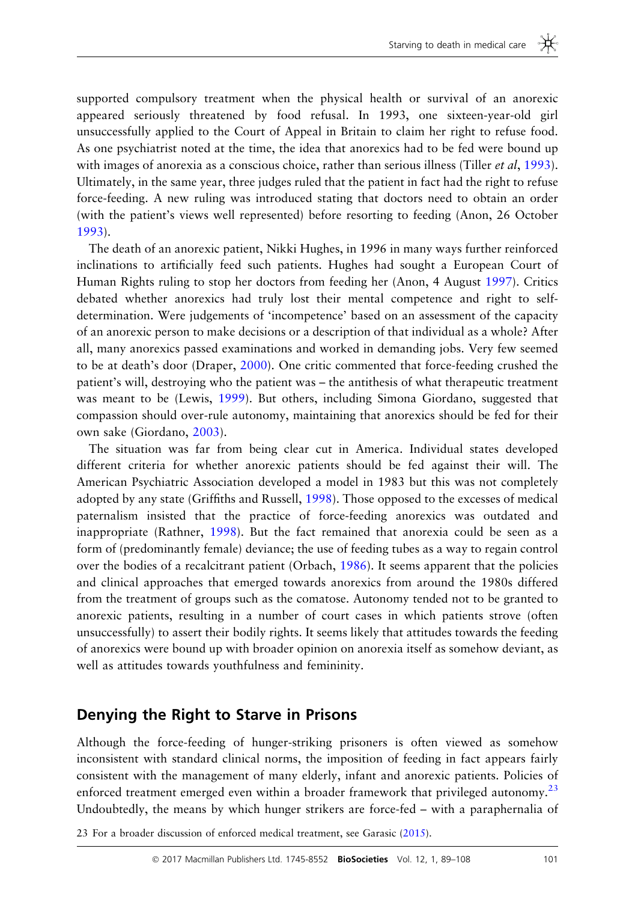supported compulsory treatment when the physical health or survival of an anorexic appeared seriously threatened by food refusal. In 1993, one sixteen-year-old girl unsuccessfully applied to the Court of Appeal in Britain to claim her right to refuse food. As one psychiatrist noted at the time, the idea that anorexics had to be fed were bound up with images of anorexia as a conscious choice, rather than serious illness (Tiller *et al*, 1993). Ultimately, in the same year, three judges ruled that the patient in fact had the right to refuse force-feeding. A new ruling was introduced stating that doctors need to obtain an order (with the patient's views well represented) before resorting to feeding (Anon, 26 October 1993).

The death of an anorexic patient, Nikki Hughes, in 1996 in many ways further reinforced inclinations to artificially feed such patients. Hughes had sought a European Court of Human Rights ruling to stop her doctors from feeding her (Anon, 4 August 1997). Critics debated whether anorexics had truly lost their mental competence and right to self-determination. Were judgements of 'incompetence' based on an assessment of the capacity of an anorexic person to make decisions or a description of that individual as a whole? After all, many anorexics passed examinations and worked in demanding jobs. Very few seemed to be at death's door (Draper, 2000). One critic commented that force-feeding crushed the patient's will, destroying who the patient was – the antithesis of what therapeutic treatment was meant to be (Lewis, 1999). But others, including Simona Giordano, suggested that compassion should over-rule autonomy, maintaining that anorexics should be fed for their own sake (Giordano, 2003).

The situation was far from being clear cut in America. Individual states developed different criteria for whether anorexic patients should be fed against their will. The American Psychiatric Association developed a model in 1983 but this was not completely adopted by any state (Griffiths and Russell, 1998). Those opposed to the excesses of medical paternalism insisted that the practice of force-feeding anorexics was outdated and inappropriate (Rathner, 1998). But the fact remained that anorexia could be seen as a form of (predominantly female) deviance; the use of feeding tubes as a way to regain control over the bodies of a recalcitrant patient (Orbach, 1986). It seems apparent that the policies and clinical approaches that emerged towards anorexics from around the 1980s differed from the treatment of groups such as the comatose. Autonomy tended not to be granted to anorexic patients, resulting in a number of court cases in which patients strove (often unsuccessfully) to assert their bodily rights. It seems likely that attitudes towards the feeding of anorexics were bound up with broader opinion on anorexia itself as somehow deviant, as well as attitudes towards youthfulness and femininity.

## Denying the Right to Starve in Prisons

Although the force-feeding of hunger-striking prisoners is often viewed as somehow inconsistent with standard clinical norms, the imposition of feeding in fact appears fairly consistent with the management of many elderly, infant and anorexic patients. Policies of enforced treatment emerged even within a broader framework that privileged autonomy.[23] Undoubtedly, the means by which hunger strikers are force-fed – with a paraphernalia of

23 For a broader discussion of enforced medical treatment, see Garasic (2015).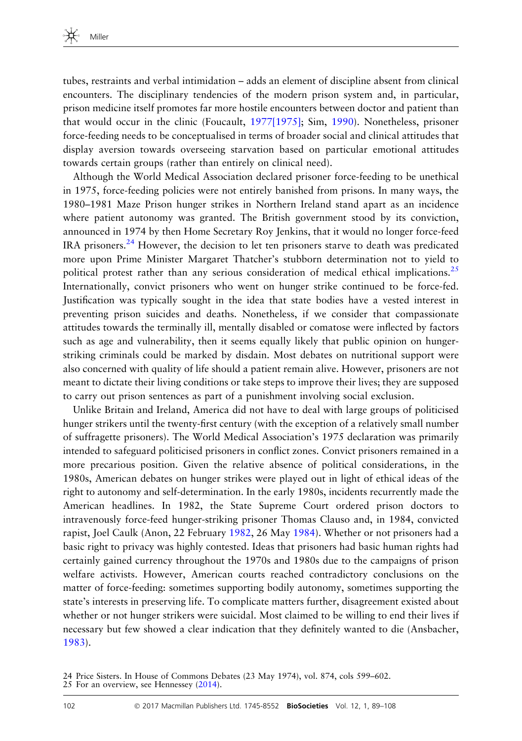tubes, restraints and verbal intimidation – adds an element of discipline absent from clinical encounters. The disciplinary tendencies of the modern prison system and, in particular, prison medicine itself promotes far more hostile encounters between doctor and patient than that would occur in the clinic (Foucault, 1977[1975]; Sim, 1990). Nonetheless, prisoner force-feeding needs to be conceptualised in terms of broader social and clinical attitudes that display aversion towards overseeing starvation based on particular emotional attitudes towards certain groups (rather than entirely on clinical need).

Although the World Medical Association declared prisoner force-feeding to be unethical in 1975, force-feeding policies were not entirely banished from prisons. In many ways, the 1980–1981 Maze Prison hunger strikes in Northern Ireland stand apart as an incidence where patient autonomy was granted. The British government stood by its conviction, announced in 1974 by then Home Secretary Roy Jenkins, that it would no longer force-feed IRA prisoners.[24] However, the decision to let ten prisoners starve to death was predicated more upon Prime Minister Margaret Thatcher's stubborn determination not to yield to political protest rather than any serious consideration of medical ethical implications.[25] Internationally, convict prisoners who went on hunger strike continued to be force-fed. Justification was typically sought in the idea that state bodies have a vested interest in preventing prison suicides and deaths. Nonetheless, if we consider that compassionate attitudes towards the terminally ill, mentally disabled or comatose were inflected by factors such as age and vulnerability, then it seems equally likely that public opinion on hunger-striking criminals could be marked by disdain. Most debates on nutritional support were also concerned with quality of life should a patient remain alive. However, prisoners are not meant to dictate their living conditions or take steps to improve their lives; they are supposed to carry out prison sentences as part of a punishment involving social exclusion.

Unlike Britain and Ireland, America did not have to deal with large groups of politicised hunger strikers until the twenty-first century (with the exception of a relatively small number of suffragette prisoners). The World Medical Association's 1975 declaration was primarily intended to safeguard politicised prisoners in conflict zones. Convict prisoners remained in a more precarious position. Given the relative absence of political considerations, in the 1980s, American debates on hunger strikes were played out in light of ethical ideas of the right to autonomy and self-determination. In the early 1980s, incidents recurrently made the American headlines. In 1982, the State Supreme Court ordered prison doctors to intravenously force-feed hunger-striking prisoner Thomas Clauso and, in 1984, convicted rapist, Joel Caulk (Anon, 22 February 1982, 26 May 1984). Whether or not prisoners had a basic right to privacy was highly contested. Ideas that prisoners had basic human rights had certainly gained currency throughout the 1970s and 1980s due to the campaigns of prison welfare activists. However, American courts reached contradictory conclusions on the matter of force-feeding: sometimes supporting bodily autonomy, sometimes supporting the state's interests in preserving life. To complicate matters further, disagreement existed about whether or not hunger strikers were suicidal. Most claimed to be willing to end their lives if necessary but few showed a clear indication that they definitely wanted to die (Ansbacher, 1983).

24 Price Sisters. In House of Commons Debates (23 May 1974), vol. 874, cols 599–602.
25 For an overview, see Hennessey (2014).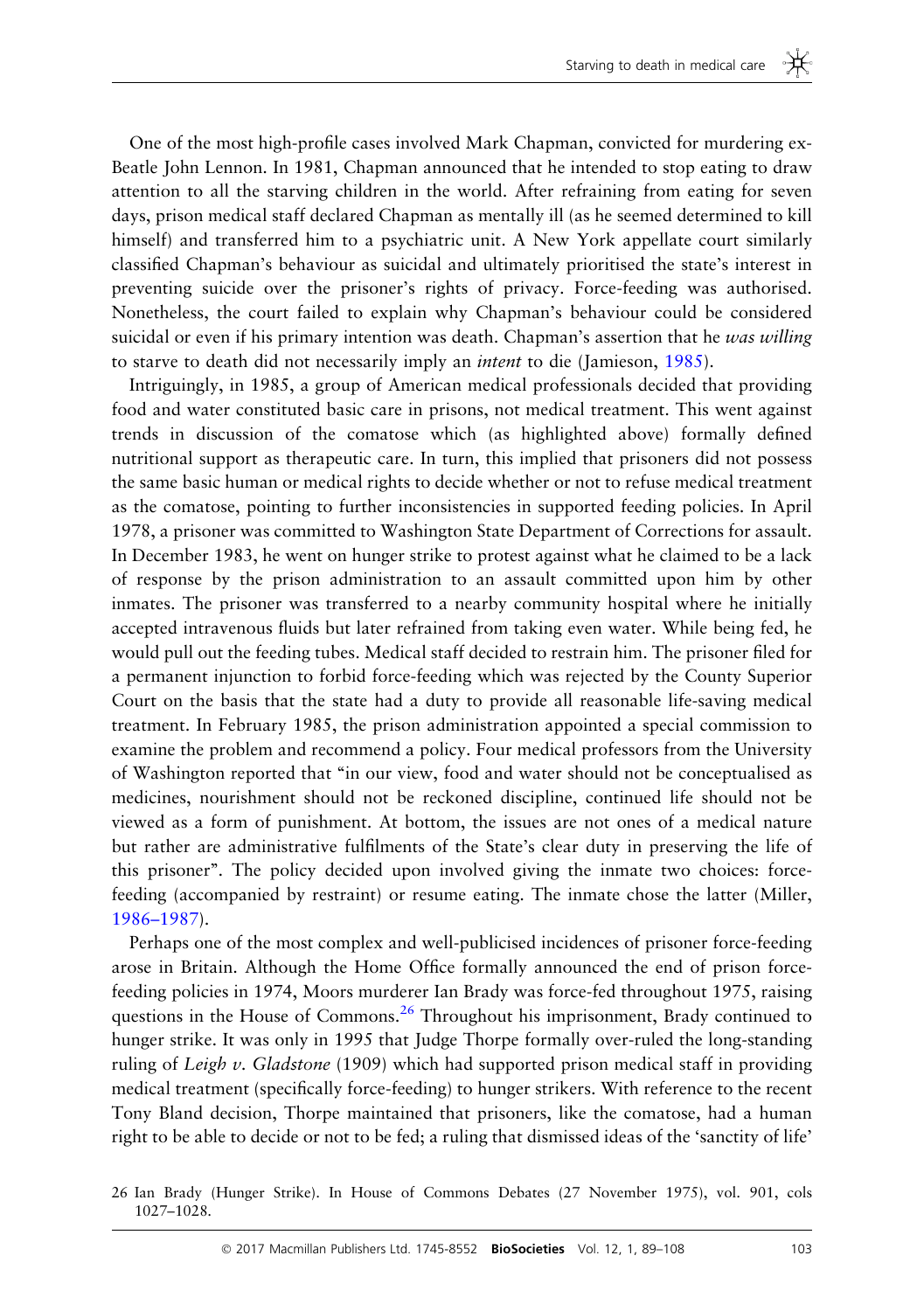One of the most high-profile cases involved Mark Chapman, convicted for murdering ex-Beatle John Lennon. In 1981, Chapman announced that he intended to stop eating to draw attention to all the starving children in the world. After refraining from eating for seven days, prison medical staff declared Chapman as mentally ill (as he seemed determined to kill himself) and transferred him to a psychiatric unit. A New York appellate court similarly classified Chapman's behaviour as suicidal and ultimately prioritised the state's interest in preventing suicide over the prisoner's rights of privacy. Force-feeding was authorised. Nonetheless, the court failed to explain why Chapman's behaviour could be considered suicidal or even if his primary intention was death. Chapman's assertion that he *was willing* to starve to death did not necessarily imply an *intent* to die (Jamieson, 1985).

Intriguingly, in 1985, a group of American medical professionals decided that providing food and water constituted basic care in prisons, not medical treatment. This went against trends in discussion of the comatose which (as highlighted above) formally defined nutritional support as therapeutic care. In turn, this implied that prisoners did not possess the same basic human or medical rights to decide whether or not to refuse medical treatment as the comatose, pointing to further inconsistencies in supported feeding policies. In April 1978, a prisoner was committed to Washington State Department of Corrections for assault. In December 1983, he went on hunger strike to protest against what he claimed to be a lack of response by the prison administration to an assault committed upon him by other inmates. The prisoner was transferred to a nearby community hospital where he initially accepted intravenous fluids but later refrained from taking even water. While being fed, he would pull out the feeding tubes. Medical staff decided to restrain him. The prisoner filed for a permanent injunction to forbid force-feeding which was rejected by the County Superior Court on the basis that the state had a duty to provide all reasonable life-saving medical treatment. In February 1985, the prison administration appointed a special commission to examine the problem and recommend a policy. Four medical professors from the University of Washington reported that "in our view, food and water should not be conceptualised as medicines, nourishment should not be reckoned discipline, continued life should not be viewed as a form of punishment. At bottom, the issues are not ones of a medical nature but rather are administrative fulfilments of the State's clear duty in preserving the life of this prisoner". The policy decided upon involved giving the inmate two choices: force-feeding (accompanied by restraint) or resume eating. The inmate chose the latter (Miller, 1986–1987).

Perhaps one of the most complex and well-publicised incidences of prisoner force-feeding arose in Britain. Although the Home Office formally announced the end of prison force-feeding policies in 1974, Moors murderer Ian Brady was force-fed throughout 1975, raising questions in the House of Commons.[26] Throughout his imprisonment, Brady continued to hunger strike. It was only in 1995 that Judge Thorpe formally over-ruled the long-standing ruling of *Leigh v. Gladstone* (1909) which had supported prison medical staff in providing medical treatment (specifically force-feeding) to hunger strikers. With reference to the recent Tony Bland decision, Thorpe maintained that prisoners, like the comatose, had a human right to be able to decide or not to be fed; a ruling that dismissed ideas of the 'sanctity of life'

26 Ian Brady (Hunger Strike). In House of Commons Debates (27 November 1975), vol. 901, cols 1027–1028.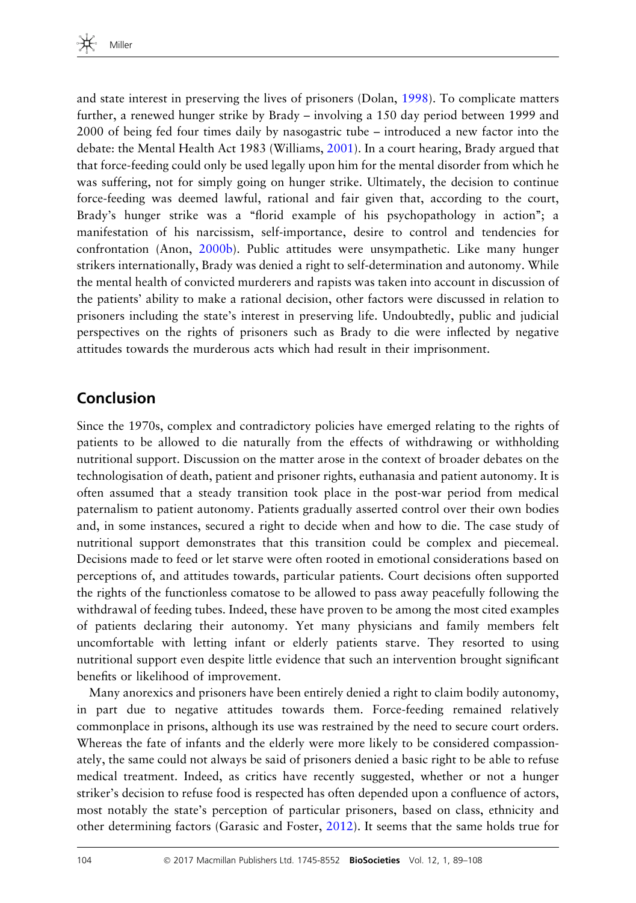and state interest in preserving the lives of prisoners (Dolan, 1998). To complicate matters further, a renewed hunger strike by Brady – involving a 150 day period between 1999 and 2000 of being fed four times daily by nasogastric tube – introduced a new factor into the debate: the Mental Health Act 1983 (Williams, 2001). In a court hearing, Brady argued that that force-feeding could only be used legally upon him for the mental disorder from which he was suffering, not for simply going on hunger strike. Ultimately, the decision to continue force-feeding was deemed lawful, rational and fair given that, according to the court, Brady's hunger strike was a "florid example of his psychopathology in action"; a manifestation of his narcissism, self-importance, desire to control and tendencies for confrontation (Anon, 2000b). Public attitudes were unsympathetic. Like many hunger strikers internationally, Brady was denied a right to self-determination and autonomy. While the mental health of convicted murderers and rapists was taken into account in discussion of the patients' ability to make a rational decision, other factors were discussed in relation to prisoners including the state's interest in preserving life. Undoubtedly, public and judicial perspectives on the rights of prisoners such as Brady to die were inflected by negative attitudes towards the murderous acts which had result in their imprisonment.

## Conclusion

Since the 1970s, complex and contradictory policies have emerged relating to the rights of patients to be allowed to die naturally from the effects of withdrawing or withholding nutritional support. Discussion on the matter arose in the context of broader debates on the technologisation of death, patient and prisoner rights, euthanasia and patient autonomy. It is often assumed that a steady transition took place in the post-war period from medical paternalism to patient autonomy. Patients gradually asserted control over their own bodies and, in some instances, secured a right to decide when and how to die. The case study of nutritional support demonstrates that this transition could be complex and piecemeal. Decisions made to feed or let starve were often rooted in emotional considerations based on perceptions of, and attitudes towards, particular patients. Court decisions often supported the rights of the functionless comatose to be allowed to pass away peacefully following the withdrawal of feeding tubes. Indeed, these have proven to be among the most cited examples of patients declaring their autonomy. Yet many physicians and family members felt uncomfortable with letting infant or elderly patients starve. They resorted to using nutritional support even despite little evidence that such an intervention brought significant benefits or likelihood of improvement.

Many anorexics and prisoners have been entirely denied a right to claim bodily autonomy, in part due to negative attitudes towards them. Force-feeding remained relatively commonplace in prisons, although its use was restrained by the need to secure court orders. Whereas the fate of infants and the elderly were more likely to be considered compassionately, the same could not always be said of prisoners denied a basic right to be able to refuse medical treatment. Indeed, as critics have recently suggested, whether or not a hunger striker's decision to refuse food is respected has often depended upon a confluence of actors, most notably the state's perception of particular prisoners, based on class, ethnicity and other determining factors (Garasic and Foster, 2012). It seems that the same holds true for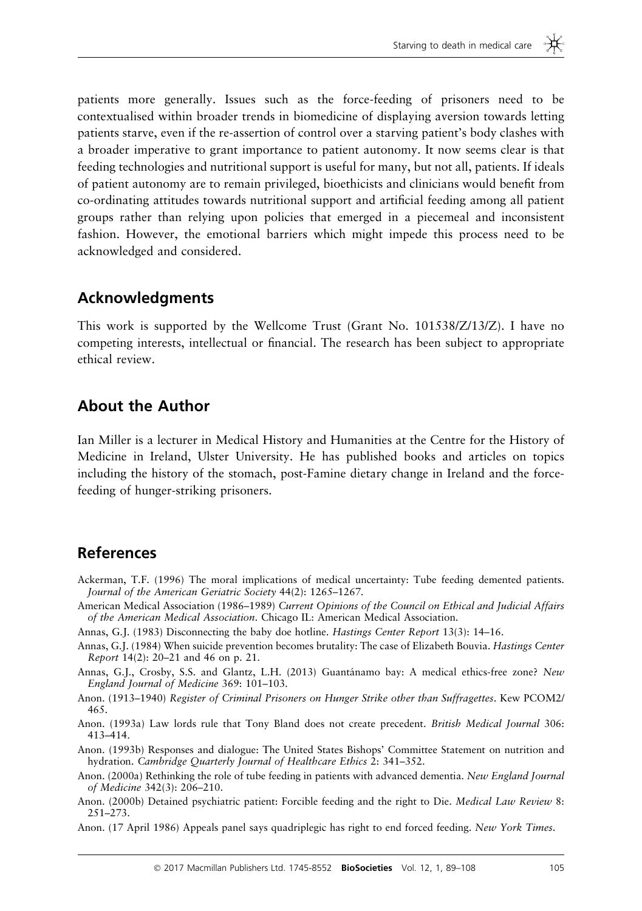patients more generally. Issues such as the force-feeding of prisoners need to be contextualised within broader trends in biomedicine of displaying aversion towards letting patients starve, even if the re-assertion of control over a starving patient's body clashes with a broader imperative to grant importance to patient autonomy. It now seems clear is that feeding technologies and nutritional support is useful for many, but not all, patients. If ideals of patient autonomy are to remain privileged, bioethicists and clinicians would benefit from co-ordinating attitudes towards nutritional support and artificial feeding among all patient groups rather than relying upon policies that emerged in a piecemeal and inconsistent fashion. However, the emotional barriers which might impede this process need to be acknowledged and considered.

## Acknowledgments

This work is supported by the Wellcome Trust (Grant No. 101538/Z/13/Z). I have no competing interests, intellectual or financial. The research has been subject to appropriate ethical review.

## About the Author

Ian Miller is a lecturer in Medical History and Humanities at the Centre for the History of Medicine in Ireland, Ulster University. He has published books and articles on topics including the history of the stomach, post-Famine dietary change in Ireland and the force-feeding of hunger-striking prisoners.

## References

Ackerman, T.F. (1996) The moral implications of medical uncertainty: Tube feeding demented patients. *Journal of the American Geriatric Society* 44(2): 1265–1267.

American Medical Association (1986–1989) *Current Opinions of the Council on Ethical and Judicial Affairs of the American Medical Association*. Chicago IL: American Medical Association.

Annas, G.J. (1983) Disconnecting the baby doe hotline. *Hastings Center Report* 13(3): 14–16.

Annas, G.J. (1984) When suicide prevention becomes brutality: The case of Elizabeth Bouvia. *Hastings Center Report* 14(2): 20–21 and 46 on p. 21.

Annas, G.J., Crosby, S.S. and Glantz, L.H. (2013) Guantánamo bay: A medical ethics-free zone? *New England Journal of Medicine* 369: 101–103.

Anon. (1913–1940) *Register of Criminal Prisoners on Hunger Strike other than Suffragettes*. Kew PCOM2/465.

Anon. (1993a) Law lords rule that Tony Bland does not create precedent. *British Medical Journal* 306: 413–414.

Anon. (1993b) Responses and dialogue: The United States Bishops' Committee Statement on nutrition and hydration. *Cambridge Quarterly Journal of Healthcare Ethics* 2: 341–352.

Anon. (2000a) Rethinking the role of tube feeding in patients with advanced dementia. *New England Journal of Medicine* 342(3): 206–210.

Anon. (2000b) Detained psychiatric patient: Forcible feeding and the right to Die. *Medical Law Review* 8: 251–273.

Anon. (17 April 1986) Appeals panel says quadriplegic has right to end forced feeding. *New York Times*.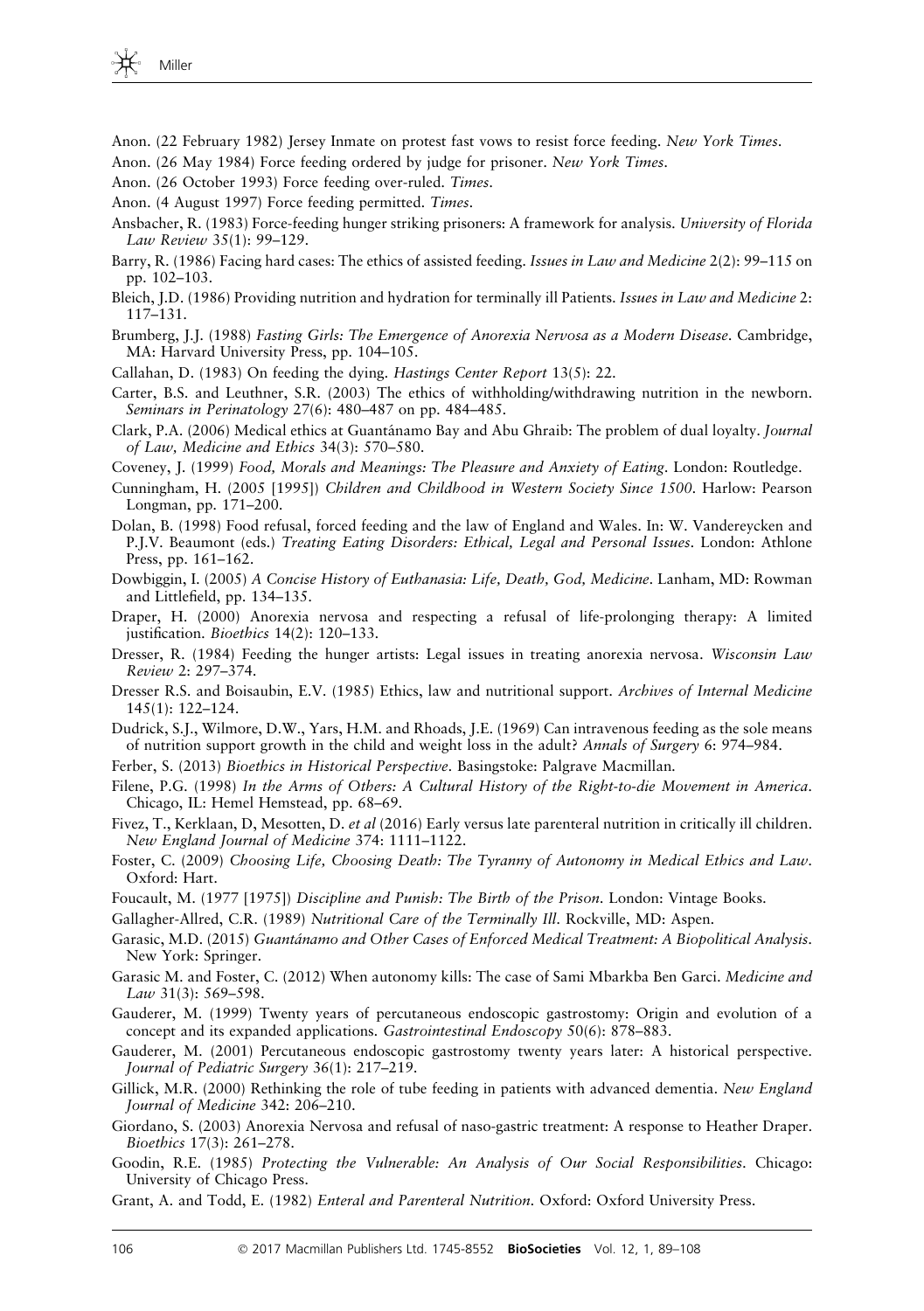Anon. (22 February 1982) Jersey Inmate on protest fast vows to resist force feeding. *New York Times*.

Anon. (26 May 1984) Force feeding ordered by judge for prisoner. *New York Times*.

Anon. (26 October 1993) Force feeding over-ruled. *Times*.

Anon. (4 August 1997) Force feeding permitted. *Times*.

Ansbacher, R. (1983) Force-feeding hunger striking prisoners: A framework for analysis. *University of Florida Law Review* 35(1): 99–129.

Barry, R. (1986) Facing hard cases: The ethics of assisted feeding. *Issues in Law and Medicine* 2(2): 99–115 on pp. 102–103.

Bleich, J.D. (1986) Providing nutrition and hydration for terminally ill Patients. *Issues in Law and Medicine* 2: 117–131.

Brumberg, J.J. (1988) *Fasting Girls: The Emergence of Anorexia Nervosa as a Modern Disease*. Cambridge, MA: Harvard University Press, pp. 104–105.

Callahan, D. (1983) On feeding the dying. *Hastings Center Report* 13(5): 22.

Carter, B.S. and Leuthner, S.R. (2003) The ethics of withholding/withdrawing nutrition in the newborn. *Seminars in Perinatology* 27(6): 480–487 on pp. 484–485.

Clark, P.A. (2006) Medical ethics at Guantánamo Bay and Abu Ghraib: The problem of dual loyalty. *Journal of Law, Medicine and Ethics* 34(3): 570–580.

Coveney, J. (1999) *Food, Morals and Meanings: The Pleasure and Anxiety of Eating*. London: Routledge.

Cunningham, H. (2005 [1995]) *Children and Childhood in Western Society Since 1500*. Harlow: Pearson Longman, pp. 171–200.

Dolan, B. (1998) Food refusal, forced feeding and the law of England and Wales. In: W. Vandereycken and P.J.V. Beaumont (eds.) *Treating Eating Disorders: Ethical, Legal and Personal Issues*. London: Athlone Press, pp. 161–162.

Dowbiggin, I. (2005) *A Concise History of Euthanasia: Life, Death, God, Medicine*. Lanham, MD: Rowman and Littlefield, pp. 134–135.

Draper, H. (2000) Anorexia nervosa and respecting a refusal of life-prolonging therapy: A limited justification. *Bioethics* 14(2): 120–133.

Dresser, R. (1984) Feeding the hunger artists: Legal issues in treating anorexia nervosa. *Wisconsin Law Review* 2: 297–374.

Dresser R.S. and Boisaubin, E.V. (1985) Ethics, law and nutritional support. *Archives of Internal Medicine* 145(1): 122–124.

Dudrick, S.J., Wilmore, D.W., Yars, H.M. and Rhoads, J.E. (1969) Can intravenous feeding as the sole means of nutrition support growth in the child and weight loss in the adult? *Annals of Surgery* 6: 974–984.

Ferber, S. (2013) *Bioethics in Historical Perspective*. Basingstoke: Palgrave Macmillan.

Filene, P.G. (1998) *In the Arms of Others: A Cultural History of the Right-to-die Movement in America*. Chicago, IL: Hemel Hemstead, pp. 68–69.

Fivez, T., Kerklaan, D, Mesotten, D. *et al* (2016) Early versus late parenteral nutrition in critically ill children. *New England Journal of Medicine* 374: 1111–1122.

Foster, C. (2009) *Choosing Life, Choosing Death: The Tyranny of Autonomy in Medical Ethics and Law*. Oxford: Hart.

Foucault, M. (1977 [1975]) *Discipline and Punish: The Birth of the Prison*. London: Vintage Books.

Gallagher-Allred, C.R. (1989) *Nutritional Care of the Terminally Ill*. Rockville, MD: Aspen.

Garasic, M.D. (2015) *Guantánamo and Other Cases of Enforced Medical Treatment: A Biopolitical Analysis*. New York: Springer.

Garasic M. and Foster, C. (2012) When autonomy kills: The case of Sami Mbarkba Ben Garci. *Medicine and Law* 31(3): 569–598.

Gauderer, M. (1999) Twenty years of percutaneous endoscopic gastrostomy: Origin and evolution of a concept and its expanded applications. *Gastrointestinal Endoscopy* 50(6): 878–883.

Gauderer, M. (2001) Percutaneous endoscopic gastrostomy twenty years later: A historical perspective. *Journal of Pediatric Surgery* 36(1): 217–219.

Gillick, M.R. (2000) Rethinking the role of tube feeding in patients with advanced dementia. *New England Journal of Medicine* 342: 206–210.

Giordano, S. (2003) Anorexia Nervosa and refusal of naso-gastric treatment: A response to Heather Draper. *Bioethics* 17(3): 261–278.

Goodin, R.E. (1985) *Protecting the Vulnerable: An Analysis of Our Social Responsibilities*. Chicago: University of Chicago Press.

Grant, A. and Todd, E. (1982) *Enteral and Parenteral Nutrition*. Oxford: Oxford University Press.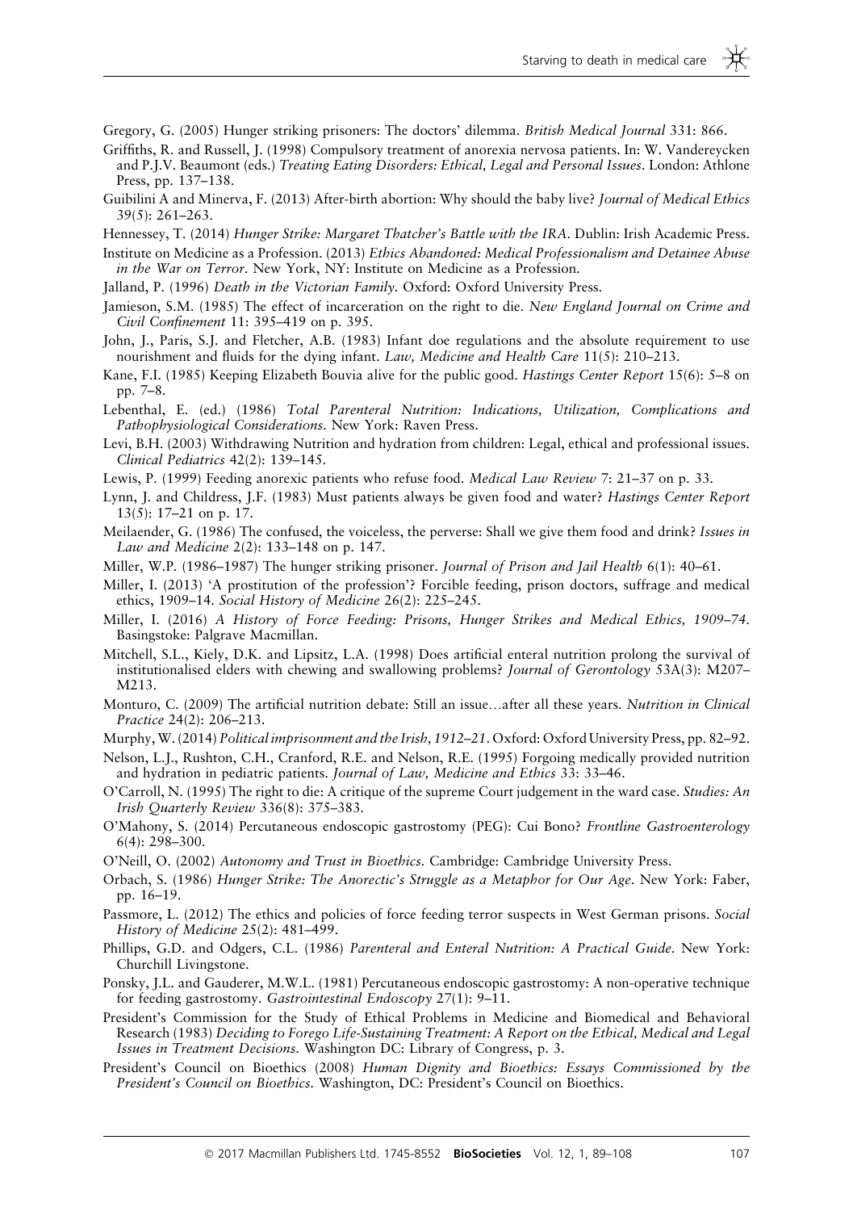Gregory, G. (2005) Hunger striking prisoners: The doctors' dilemma. *British Medical Journal* 331: 866.

Griffiths, R. and Russell, J. (1998) Compulsory treatment of anorexia nervosa patients. In: W. Vandereycken and P.J.V. Beaumont (eds.) *Treating Eating Disorders: Ethical, Legal and Personal Issues*. London: Athlone Press, pp. 137–138.

Guibilini A and Minerva, F. (2013) After-birth abortion: Why should the baby live? *Journal of Medical Ethics* 39(5): 261–263.

Hennessey, T. (2014) *Hunger Strike: Margaret Thatcher's Battle with the IRA*. Dublin: Irish Academic Press.

Institute on Medicine as a Profession. (2013) *Ethics Abandoned: Medical Professionalism and Detainee Abuse in the War on Terror*. New York, NY: Institute on Medicine as a Profession.

Jalland, P. (1996) *Death in the Victorian Family*. Oxford: Oxford University Press.

Jamieson, S.M. (1985) The effect of incarceration on the right to die. *New England Journal on Crime and Civil Confinement* 11: 395–419 on p. 395.

John, J., Paris, S.J. and Fletcher, A.B. (1983) Infant doe regulations and the absolute requirement to use nourishment and fluids for the dying infant. *Law, Medicine and Health Care* 11(5): 210–213.

Kane, F.I. (1985) Keeping Elizabeth Bouvia alive for the public good. *Hastings Center Report* 15(6): 5–8 on pp. 7–8.

Lebenthal, E. (ed.) (1986) *Total Parenteral Nutrition: Indications, Utilization, Complications and Pathophysiological Considerations*. New York: Raven Press.

Levi, B.H. (2003) Withdrawing Nutrition and hydration from children: Legal, ethical and professional issues. *Clinical Pediatrics* 42(2): 139–145.

Lewis, P. (1999) Feeding anorexic patients who refuse food. *Medical Law Review* 7: 21–37 on p. 33.

Lynn, J. and Childress, J.F. (1983) Must patients always be given food and water? *Hastings Center Report* 13(5): 17–21 on p. 17.

Meilaender, G. (1986) The confused, the voiceless, the perverse: Shall we give them food and drink? *Issues in Law and Medicine* 2(2): 133–148 on p. 147.

Miller, W.P. (1986–1987) The hunger striking prisoner. *Journal of Prison and Jail Health* 6(1): 40–61.

Miller, I. (2013) 'A prostitution of the profession'? Forcible feeding, prison doctors, suffrage and medical ethics, 1909–14. *Social History of Medicine* 26(2): 225–245.

Miller, I. (2016) *A History of Force Feeding: Prisons, Hunger Strikes and Medical Ethics, 1909–74*. Basingstoke: Palgrave Macmillan.

Mitchell, S.L., Kiely, D.K. and Lipsitz, L.A. (1998) Does artificial enteral nutrition prolong the survival of institutionalised elders with chewing and swallowing problems? *Journal of Gerontology* 53A(3): M207–M213.

Monturo, C. (2009) The artificial nutrition debate: Still an issue…after all these years. *Nutrition in Clinical Practice* 24(2): 206–213.

Murphy, W. (2014) *Political imprisonment and the Irish, 1912–21*. Oxford: Oxford University Press, pp. 82–92.

Nelson, L.J., Rushton, C.H., Cranford, R.E. and Nelson, R.E. (1995) Forgoing medically provided nutrition and hydration in pediatric patients. *Journal of Law, Medicine and Ethics* 33: 33–46.

O'Carroll, N. (1995) The right to die: A critique of the supreme Court judgement in the ward case. *Studies: An Irish Quarterly Review* 336(8): 375–383.

O'Mahony, S. (2014) Percutaneous endoscopic gastrostomy (PEG): Cui Bono? *Frontline Gastroenterology* 6(4): 298–300.

O'Neill, O. (2002) *Autonomy and Trust in Bioethics*. Cambridge: Cambridge University Press.

Orbach, S. (1986) *Hunger Strike: The Anorectic's Struggle as a Metaphor for Our Age*. New York: Faber, pp. 16–19.

Passmore, L. (2012) The ethics and policies of force feeding terror suspects in West German prisons. *Social History of Medicine* 25(2): 481–499.

Phillips, G.D. and Odgers, C.L. (1986) *Parenteral and Enteral Nutrition: A Practical Guide*. New York: Churchill Livingstone.

Ponsky, J.L. and Gauderer, M.W.L. (1981) Percutaneous endoscopic gastrostomy: A non-operative technique for feeding gastrostomy. *Gastrointestinal Endoscopy* 27(1): 9–11.

President's Commission for the Study of Ethical Problems in Medicine and Biomedical and Behavioral Research (1983) *Deciding to Forego Life-Sustaining Treatment: A Report on the Ethical, Medical and Legal Issues in Treatment Decisions*. Washington DC: Library of Congress, p. 3.

President's Council on Bioethics (2008) *Human Dignity and Bioethics: Essays Commissioned by the President's Council on Bioethics*. Washington, DC: President's Council on Bioethics.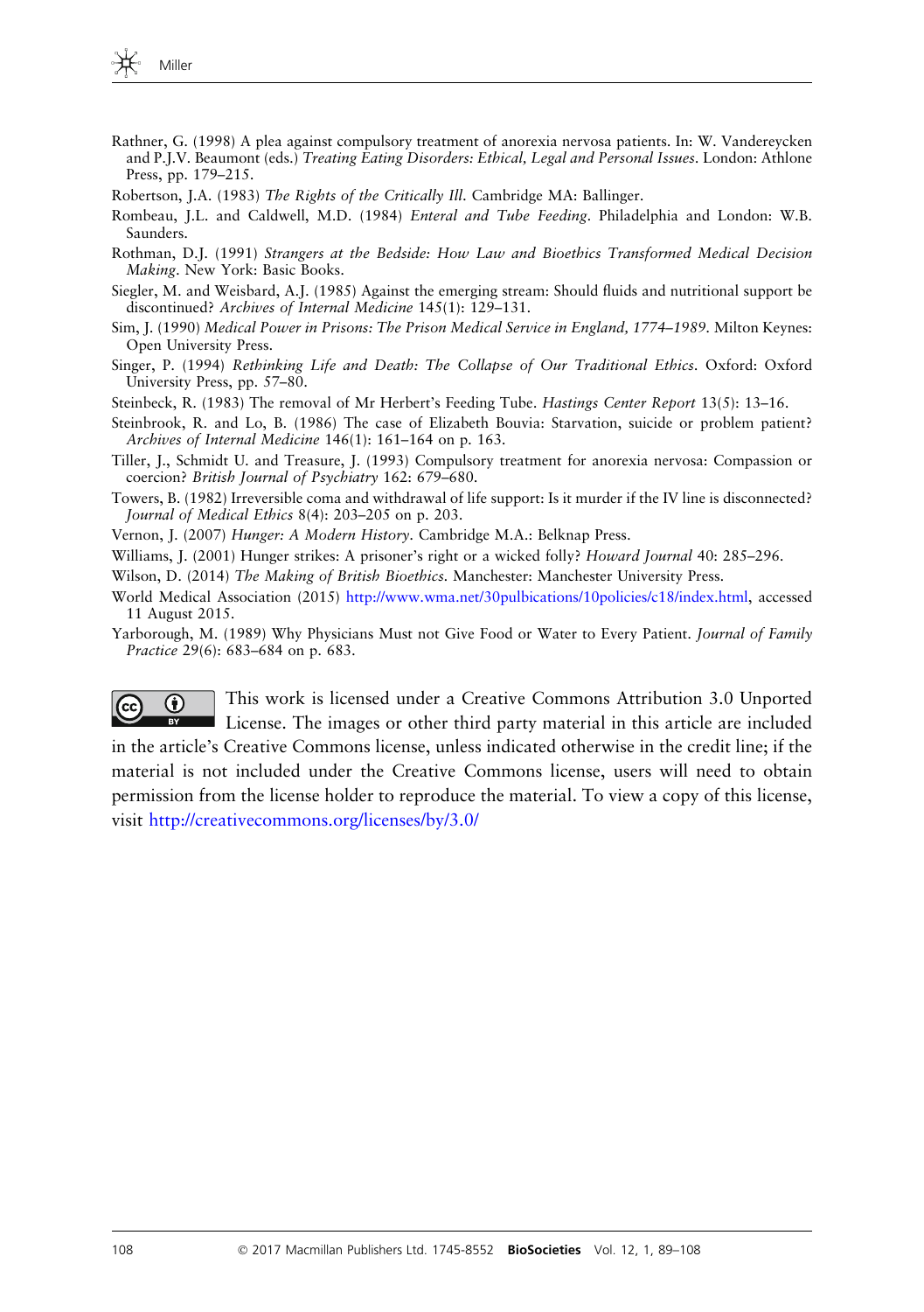Rathner, G. (1998) A plea against compulsory treatment of anorexia nervosa patients. In: W. Vandereycken and P.J.V. Beaumont (eds.) *Treating Eating Disorders: Ethical, Legal and Personal Issues*. London: Athlone Press, pp. 179–215.

Robertson, J.A. (1983) *The Rights of the Critically Ill*. Cambridge MA: Ballinger.

Rombeau, J.L. and Caldwell, M.D. (1984) *Enteral and Tube Feeding*. Philadelphia and London: W.B. Saunders.

Rothman, D.J. (1991) *Strangers at the Bedside: How Law and Bioethics Transformed Medical Decision Making*. New York: Basic Books.

Siegler, M. and Weisbard, A.J. (1985) Against the emerging stream: Should fluids and nutritional support be discontinued? *Archives of Internal Medicine* 145(1): 129–131.

Sim, J. (1990) *Medical Power in Prisons: The Prison Medical Service in England, 1774–1989*. Milton Keynes: Open University Press.

Singer, P. (1994) *Rethinking Life and Death: The Collapse of Our Traditional Ethics*. Oxford: Oxford University Press, pp. 57–80.

Steinbeck, R. (1983) The removal of Mr Herbert's Feeding Tube. *Hastings Center Report* 13(5): 13–16.

Steinbrook, R. and Lo, B. (1986) The case of Elizabeth Bouvia: Starvation, suicide or problem patient? *Archives of Internal Medicine* 146(1): 161–164 on p. 163.

Tiller, J., Schmidt U. and Treasure, J. (1993) Compulsory treatment for anorexia nervosa: Compassion or coercion? *British Journal of Psychiatry* 162: 679–680.

Towers, B. (1982) Irreversible coma and withdrawal of life support: Is it murder if the IV line is disconnected? *Journal of Medical Ethics* 8(4): 203–205 on p. 203.

Vernon, J. (2007) *Hunger: A Modern History*. Cambridge M.A.: Belknap Press.

Williams, J. (2001) Hunger strikes: A prisoner's right or a wicked folly? *Howard Journal* 40: 285–296.

Wilson, D. (2014) *The Making of British Bioethics*. Manchester: Manchester University Press.

World Medical Association (2015) http://www.wma.net/30pulbications/10policies/c18/index.html, accessed 11 August 2015.

Yarborough, M. (1989) Why Physicians Must not Give Food or Water to Every Patient. *Journal of Family Practice* 29(6): 683–684 on p. 683.

This work is licensed under a Creative Commons Attribution 3.0 Unported License. The images or other third party material in this article are included in the article's Creative Commons license, unless indicated otherwise in the credit line; if the material is not included under the Creative Commons license, users will need to obtain permission from the license holder to reproduce the material. To view a copy of this license, visit http://creativecommons.org/licenses/by/3.0/